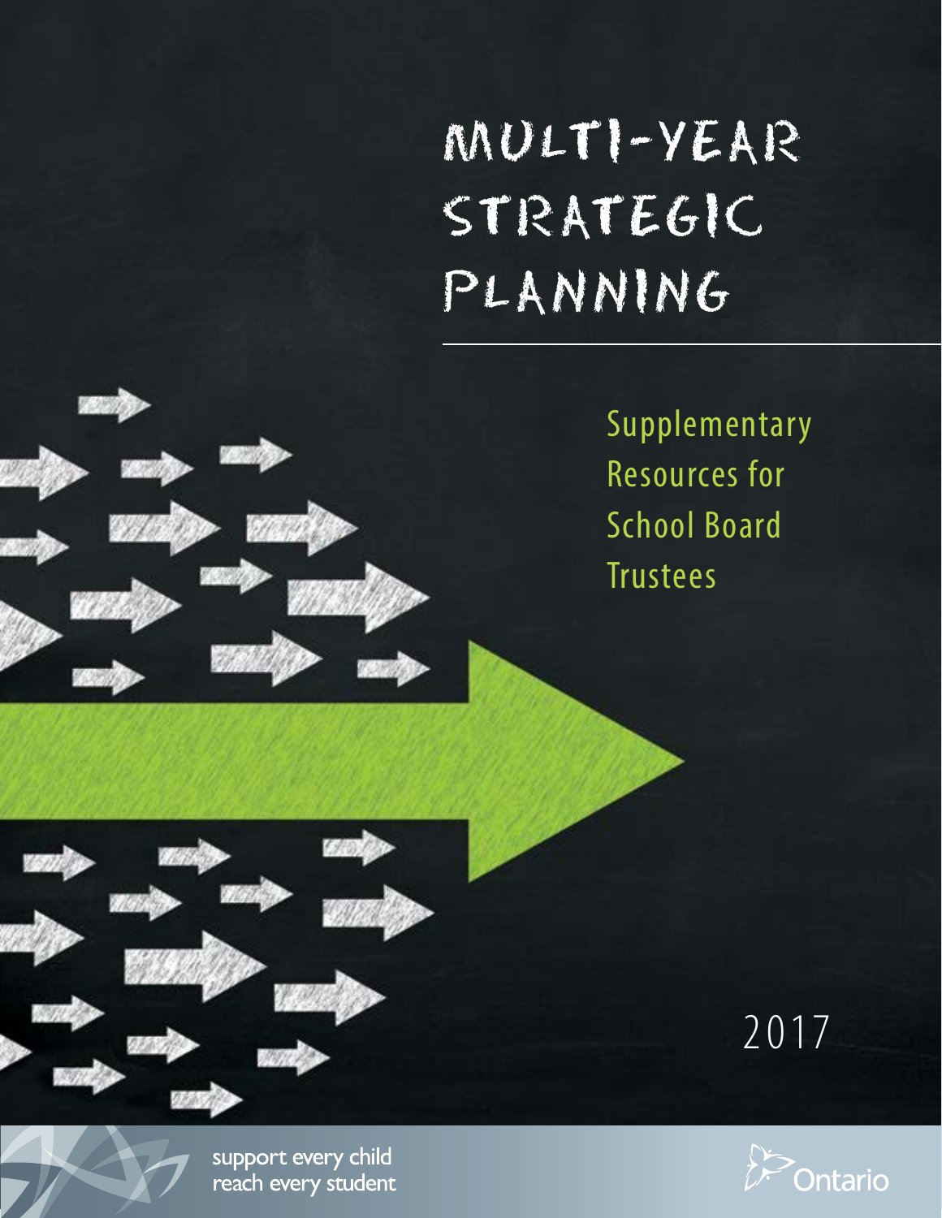# MULTI-YEAR STRATEGIC PLANNING

## Supplementary Resources for School Board Trustees

2017

support every child
reach every student

Ontario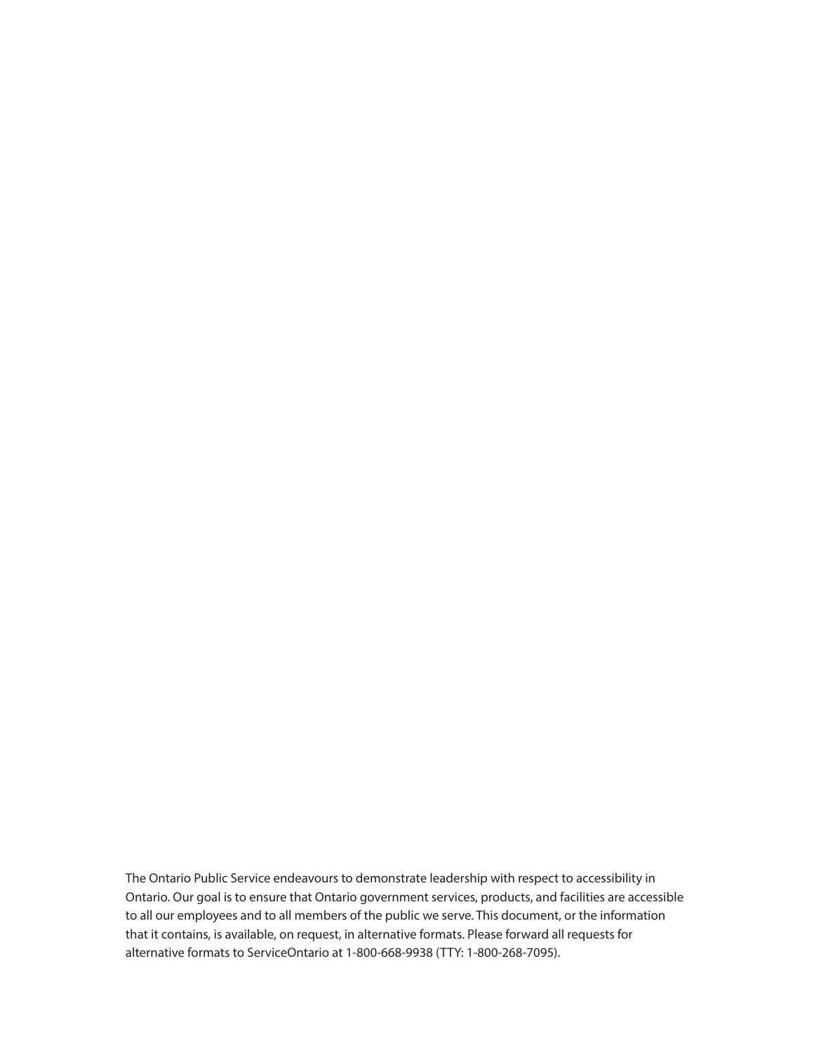The Ontario Public Service endeavours to demonstrate leadership with respect to accessibility in Ontario. Our goal is to ensure that Ontario government services, products, and facilities are accessible to all our employees and to all members of the public we serve. This document, or the information that it contains, is available, on request, in alternative formats. Please forward all requests for alternative formats to ServiceOntario at 1-800-668-9938 (TTY: 1-800-268-7095).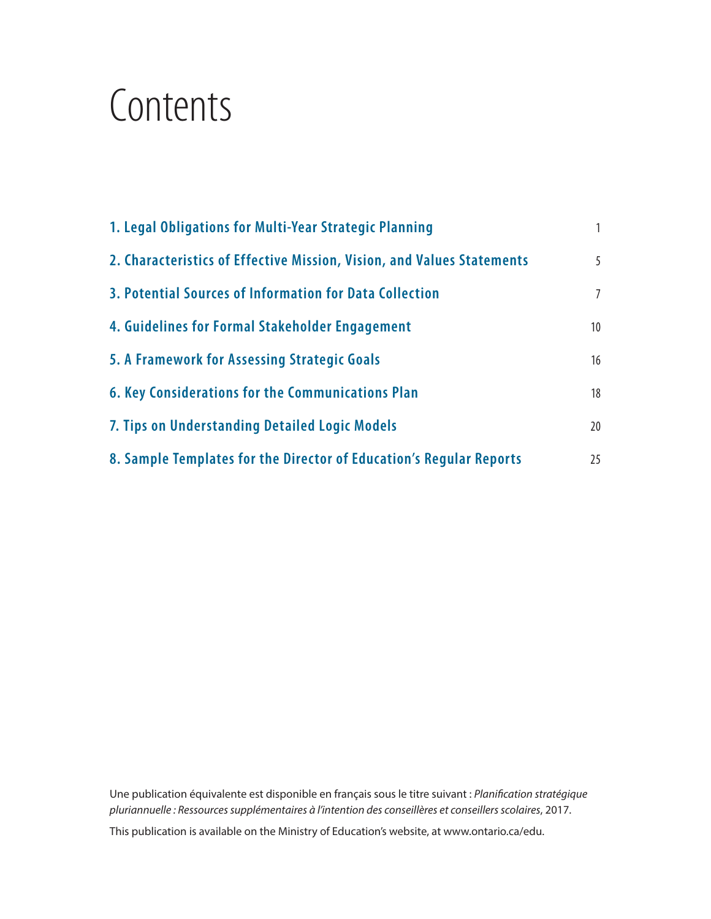# Contents

| | |
|---|---|
| **1. Legal Obligations for Multi-Year Strategic Planning** | 1 |
| **2. Characteristics of Effective Mission, Vision, and Values Statements** | 5 |
| **3. Potential Sources of Information for Data Collection** | 7 |
| **4. Guidelines for Formal Stakeholder Engagement** | 10 |
| **5. A Framework for Assessing Strategic Goals** | 16 |
| **6. Key Considerations for the Communications Plan** | 18 |
| **7. Tips on Understanding Detailed Logic Models** | 20 |
| **8. Sample Templates for the Director of Education's Regular Reports** | 25 |

Une publication équivalente est disponible en français sous le titre suivant : *Planification stratégique pluriannuelle : Ressources supplémentaires à l'intention des conseillères et conseillers scolaires*, 2017.

This publication is available on the Ministry of Education's website, at www.ontario.ca/edu.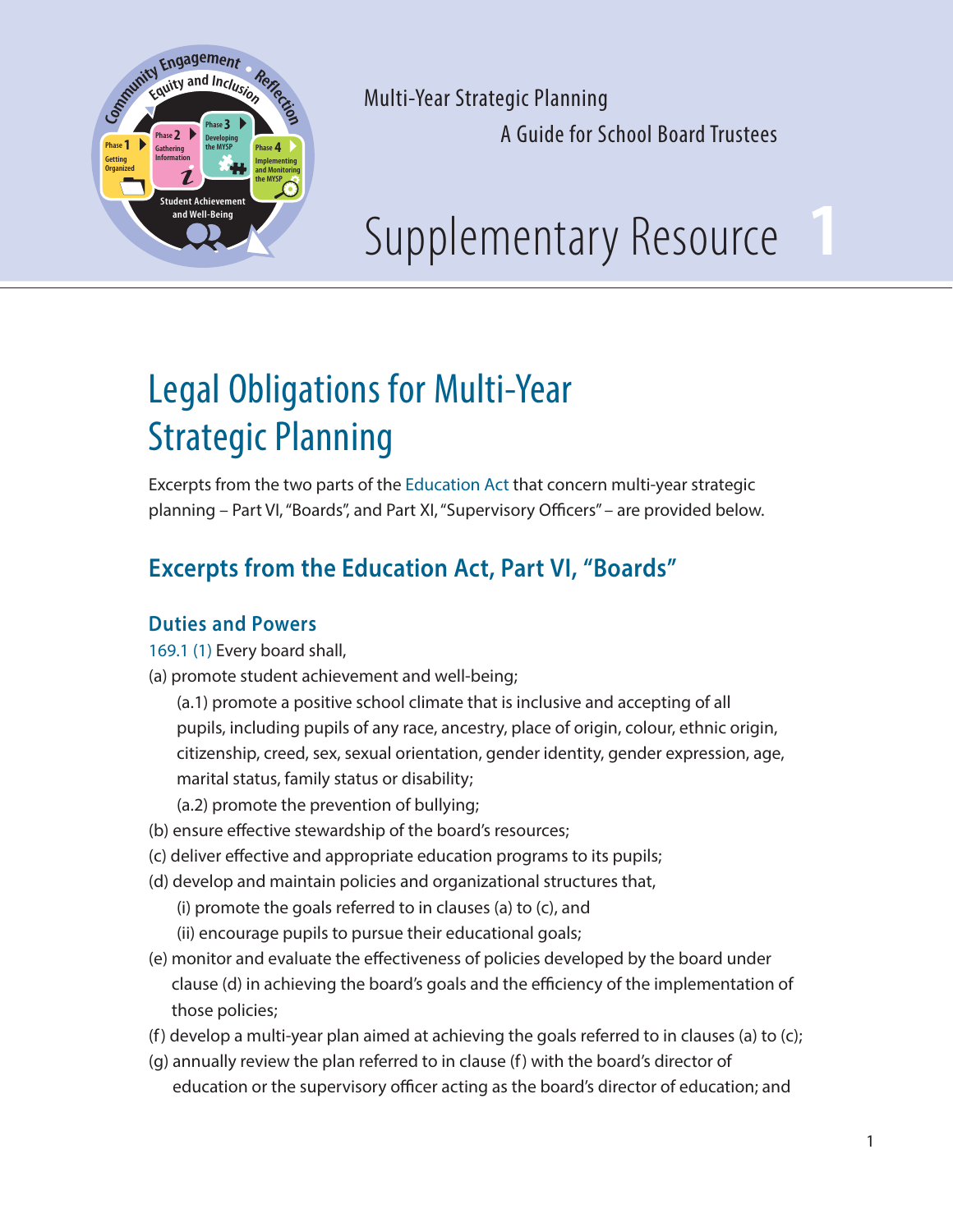Multi-Year Strategic Planning
A Guide for School Board Trustees

# Supplementary Resource 1

## Legal Obligations for Multi-Year Strategic Planning

Excerpts from the two parts of the Education Act that concern multi-year strategic planning – Part VI, "Boards", and Part XI, "Supervisory Officers" – are provided below.

## Excerpts from the Education Act, Part VI, "Boards"

### Duties and Powers

169.1 (1) Every board shall,

(a) promote student achievement and well-being;

(a.1) promote a positive school climate that is inclusive and accepting of all pupils, including pupils of any race, ancestry, place of origin, colour, ethnic origin, citizenship, creed, sex, sexual orientation, gender identity, gender expression, age, marital status, family status or disability;

(a.2) promote the prevention of bullying;

(b) ensure effective stewardship of the board's resources;

(c) deliver effective and appropriate education programs to its pupils;

(d) develop and maintain policies and organizational structures that,

(i) promote the goals referred to in clauses (a) to (c), and

(ii) encourage pupils to pursue their educational goals;

(e) monitor and evaluate the effectiveness of policies developed by the board under clause (d) in achieving the board's goals and the efficiency of the implementation of those policies;

(f) develop a multi-year plan aimed at achieving the goals referred to in clauses (a) to (c);

(g) annually review the plan referred to in clause (f) with the board's director of education or the supervisory officer acting as the board's director of education; and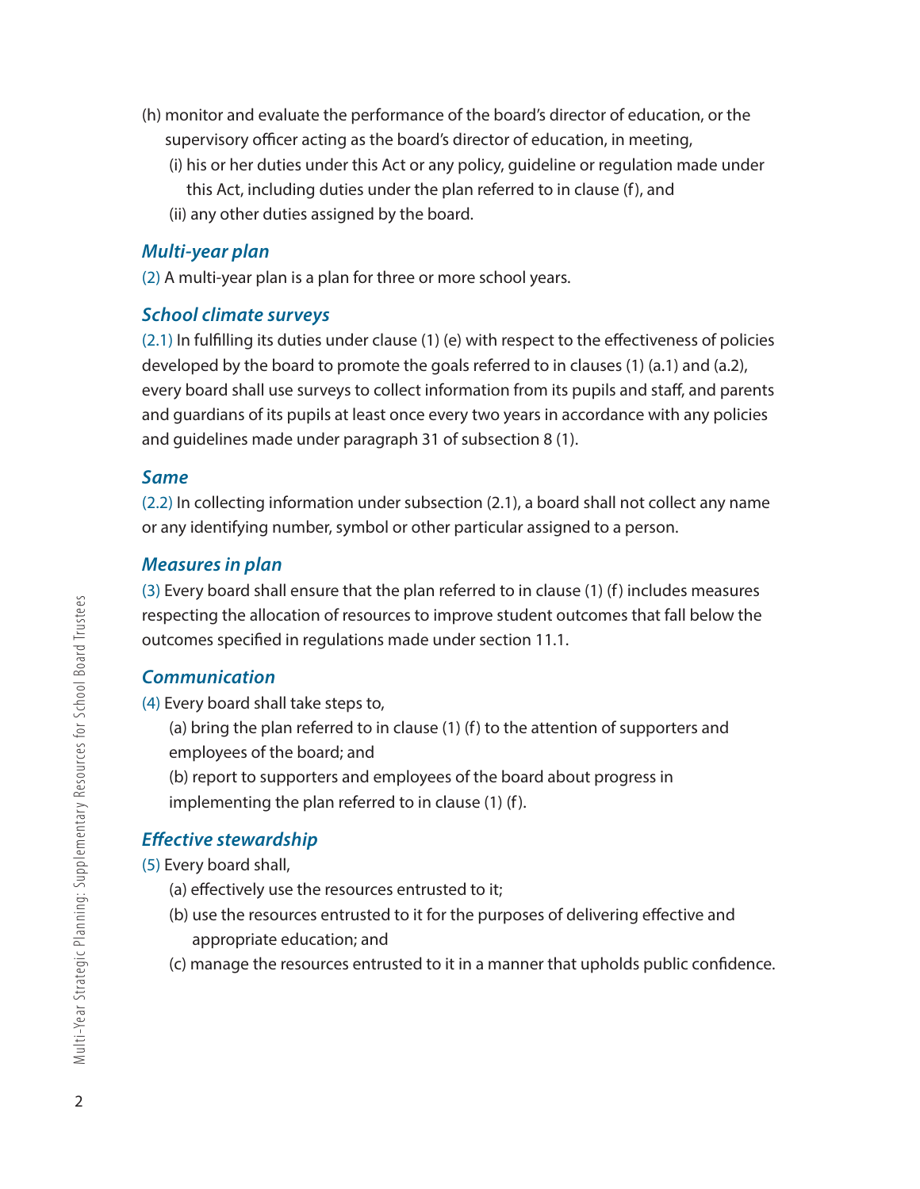(h) monitor and evaluate the performance of the board's director of education, or the supervisory officer acting as the board's director of education, in meeting,

(i) his or her duties under this Act or any policy, guideline or regulation made under this Act, including duties under the plan referred to in clause (f), and

(ii) any other duties assigned by the board.

### *Multi-year plan*

(2) A multi-year plan is a plan for three or more school years.

### *School climate surveys*

(2.1) In fulfilling its duties under clause (1) (e) with respect to the effectiveness of policies developed by the board to promote the goals referred to in clauses (1) (a.1) and (a.2), every board shall use surveys to collect information from its pupils and staff, and parents and guardians of its pupils at least once every two years in accordance with any policies and guidelines made under paragraph 31 of subsection 8 (1).

### *Same*

(2.2) In collecting information under subsection (2.1), a board shall not collect any name or any identifying number, symbol or other particular assigned to a person.

### *Measures in plan*

(3) Every board shall ensure that the plan referred to in clause (1) (f) includes measures respecting the allocation of resources to improve student outcomes that fall below the outcomes specified in regulations made under section 11.1.

### *Communication*

(4) Every board shall take steps to,

(a) bring the plan referred to in clause (1) (f) to the attention of supporters and employees of the board; and

(b) report to supporters and employees of the board about progress in implementing the plan referred to in clause (1) (f).

### *Effective stewardship*

(5) Every board shall,

(a) effectively use the resources entrusted to it;

(b) use the resources entrusted to it for the purposes of delivering effective and appropriate education; and

(c) manage the resources entrusted to it in a manner that upholds public confidence.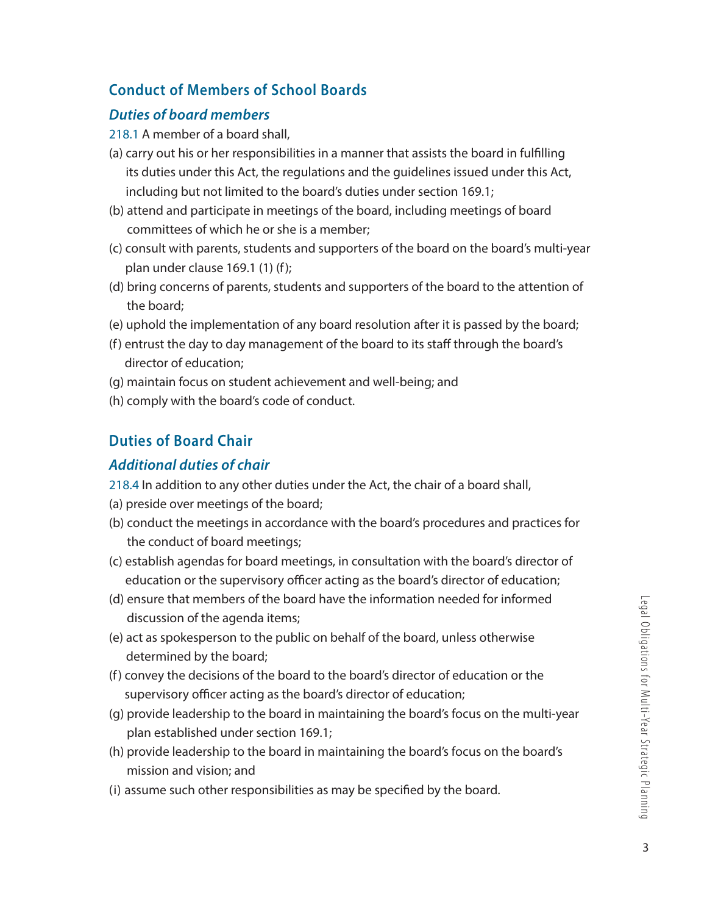## Conduct of Members of School Boards

### *Duties of board members*

218.1 A member of a board shall,

(a) carry out his or her responsibilities in a manner that assists the board in fulfilling its duties under this Act, the regulations and the guidelines issued under this Act, including but not limited to the board's duties under section 169.1;

(b) attend and participate in meetings of the board, including meetings of board committees of which he or she is a member;

(c) consult with parents, students and supporters of the board on the board's multi-year plan under clause 169.1 (1) (f);

(d) bring concerns of parents, students and supporters of the board to the attention of the board;

(e) uphold the implementation of any board resolution after it is passed by the board;

(f) entrust the day to day management of the board to its staff through the board's director of education;

(g) maintain focus on student achievement and well-being; and

(h) comply with the board's code of conduct.

## Duties of Board Chair

### *Additional duties of chair*

218.4 In addition to any other duties under the Act, the chair of a board shall,

(a) preside over meetings of the board;

(b) conduct the meetings in accordance with the board's procedures and practices for the conduct of board meetings;

(c) establish agendas for board meetings, in consultation with the board's director of education or the supervisory officer acting as the board's director of education;

(d) ensure that members of the board have the information needed for informed discussion of the agenda items;

(e) act as spokesperson to the public on behalf of the board, unless otherwise determined by the board;

(f) convey the decisions of the board to the board's director of education or the supervisory officer acting as the board's director of education;

(g) provide leadership to the board in maintaining the board's focus on the multi-year plan established under section 169.1;

(h) provide leadership to the board in maintaining the board's focus on the board's mission and vision; and

(i) assume such other responsibilities as may be specified by the board.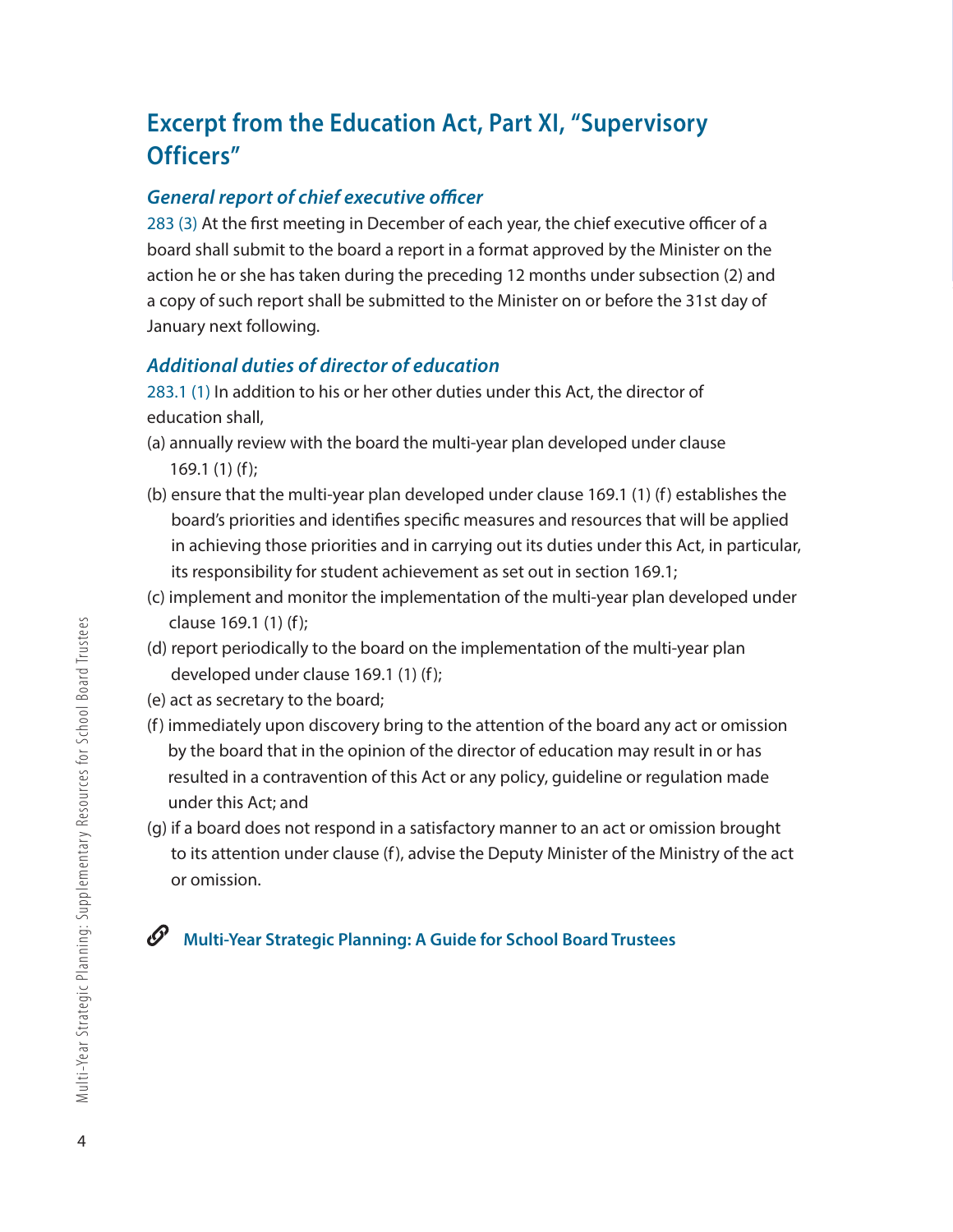## Excerpt from the Education Act, Part XI, "Supervisory Officers"

### *General report of chief executive officer*

283 (3) At the first meeting in December of each year, the chief executive officer of a board shall submit to the board a report in a format approved by the Minister on the action he or she has taken during the preceding 12 months under subsection (2) and a copy of such report shall be submitted to the Minister on or before the 31st day of January next following.

### *Additional duties of director of education*

283.1 (1) In addition to his or her other duties under this Act, the director of education shall,

(a) annually review with the board the multi-year plan developed under clause 169.1 (1) (f);

(b) ensure that the multi-year plan developed under clause 169.1 (1) (f) establishes the board's priorities and identifies specific measures and resources that will be applied in achieving those priorities and in carrying out its duties under this Act, in particular, its responsibility for student achievement as set out in section 169.1;

(c) implement and monitor the implementation of the multi-year plan developed under clause 169.1 (1) (f);

(d) report periodically to the board on the implementation of the multi-year plan developed under clause 169.1 (1) (f);

(e) act as secretary to the board;

(f) immediately upon discovery bring to the attention of the board any act or omission by the board that in the opinion of the director of education may result in or has resulted in a contravention of this Act or any policy, guideline or regulation made under this Act; and

(g) if a board does not respond in a satisfactory manner to an act or omission brought to its attention under clause (f), advise the Deputy Minister of the Ministry of the act or omission.

**Multi-Year Strategic Planning: A Guide for School Board Trustees**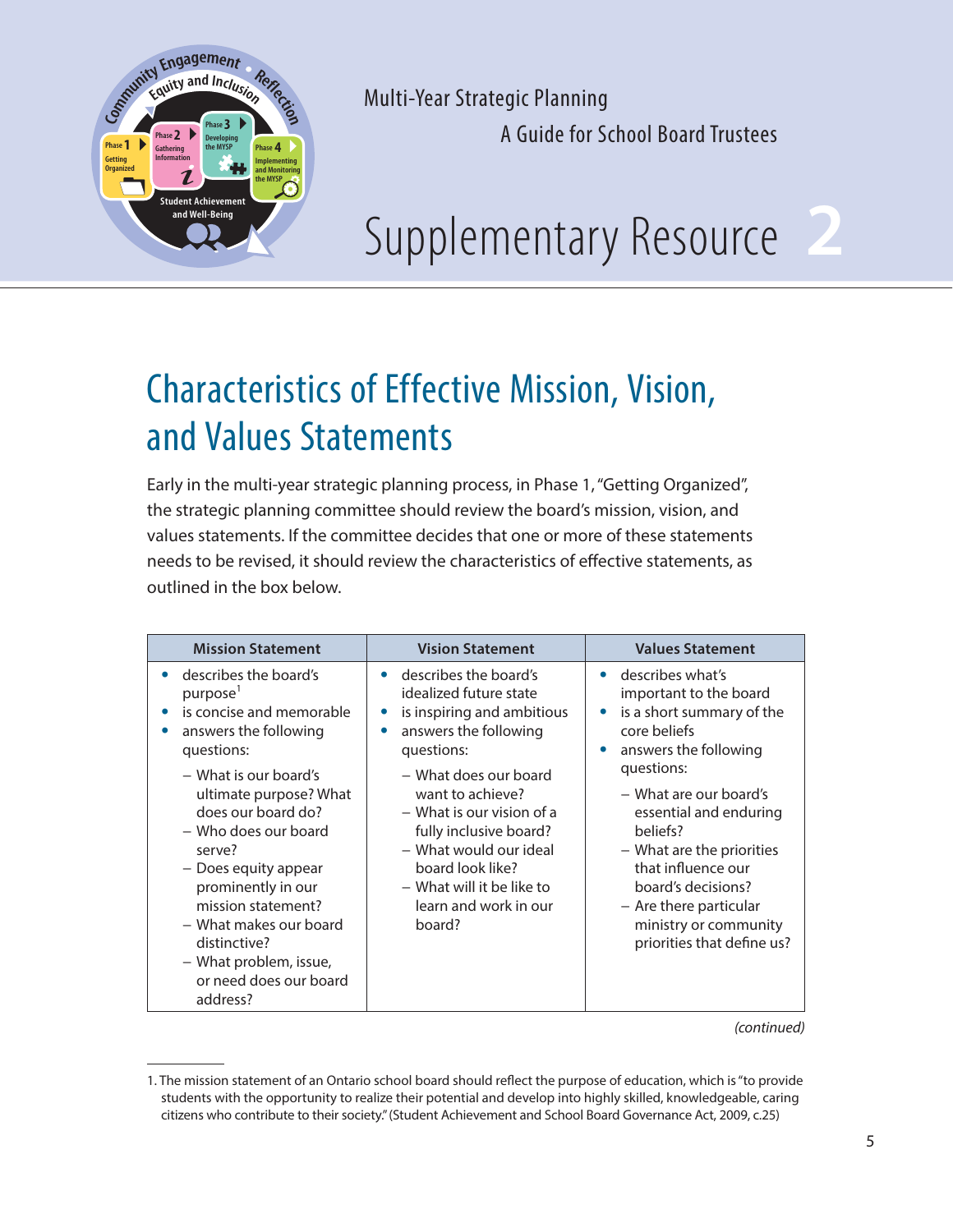Multi-Year Strategic Planning

A Guide for School Board Trustees

# Supplementary Resource 2

## Characteristics of Effective Mission, Vision, and Values Statements

Early in the multi-year strategic planning process, in Phase 1, "Getting Organized", the strategic planning committee should review the board's mission, vision, and values statements. If the committee decides that one or more of these statements needs to be revised, it should review the characteristics of effective statements, as outlined in the box below.

| Mission Statement | Vision Statement | Values Statement |
|---|---|---|
| • describes the board's purpose[1]<br>• is concise and memorable<br>• answers the following questions:<br>– What is our board's ultimate purpose? What does our board do?<br>– Who does our board serve?<br>– Does equity appear prominently in our mission statement?<br>– What makes our board distinctive?<br>– What problem, issue, or need does our board address? | • describes the board's idealized future state<br>• is inspiring and ambitious<br>• answers the following questions:<br>– What does our board want to achieve?<br>– What is our vision of a fully inclusive board?<br>– What would our ideal board look like?<br>– What will it be like to learn and work in our board? | • describes what's important to the board<br>• is a short summary of the core beliefs<br>• answers the following questions:<br>– What are our board's essential and enduring beliefs?<br>– What are the priorities that influence our board's decisions?<br>– Are there particular ministry or community priorities that define us? |

*(continued)*

1. The mission statement of an Ontario school board should reflect the purpose of education, which is "to provide students with the opportunity to realize their potential and develop into highly skilled, knowledgeable, caring citizens who contribute to their society." (Student Achievement and School Board Governance Act, 2009, c.25)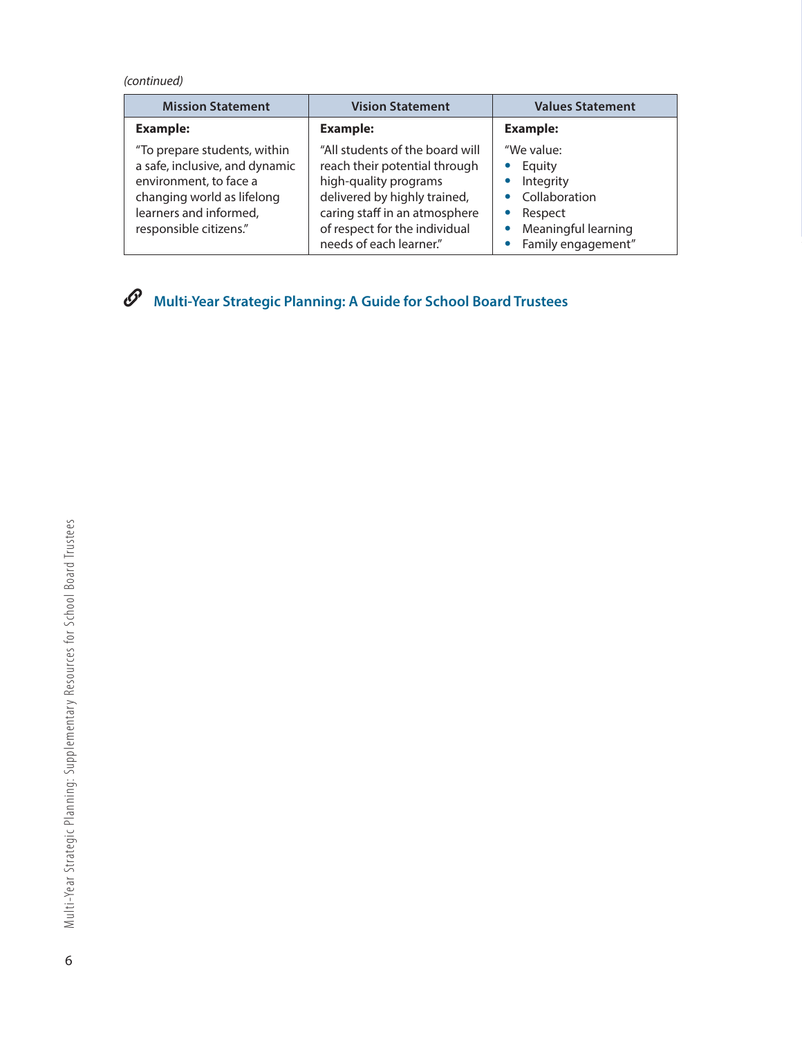*(continued)*

| Mission Statement | Vision Statement | Values Statement |
|---|---|---|
| **Example:**<br><br>"To prepare students, within a safe, inclusive, and dynamic environment, to face a changing world as lifelong learners and informed, responsible citizens." | **Example:**<br><br>"All students of the board will reach their potential through high-quality programs delivered by highly trained, caring staff in an atmosphere of respect for the individual needs of each learner." | **Example:**<br><br>"We value:<br>• Equity<br>• Integrity<br>• Collaboration<br>• Respect<br>• Meaningful learning<br>• Family engagement" |

**Multi-Year Strategic Planning: A Guide for School Board Trustees**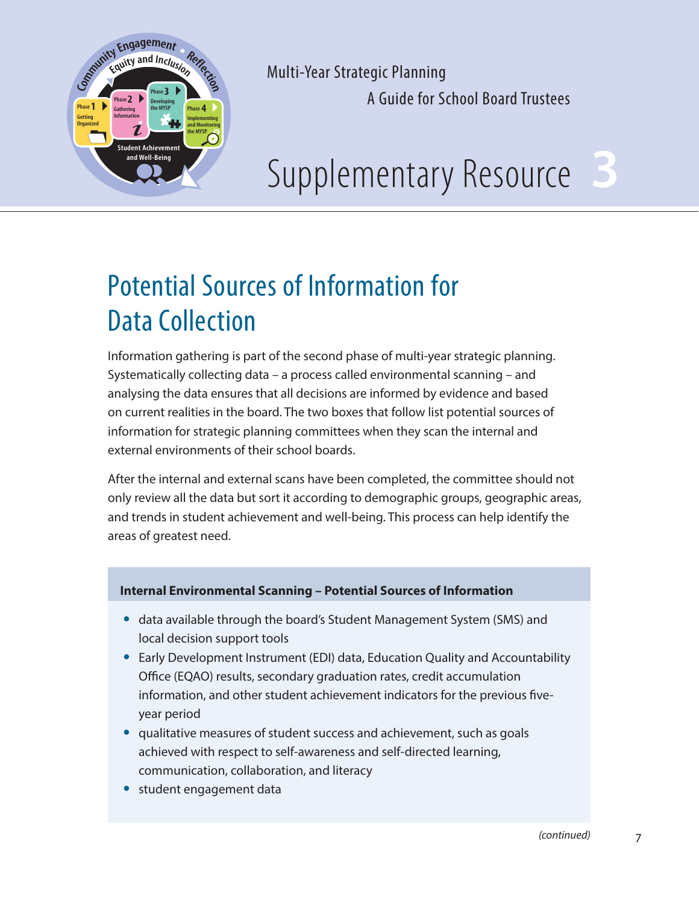Multi-Year Strategic Planning

A Guide for School Board Trustees

# Supplementary Resource 3

## Potential Sources of Information for Data Collection

Information gathering is part of the second phase of multi-year strategic planning. Systematically collecting data – a process called environmental scanning – and analysing the data ensures that all decisions are informed by evidence and based on current realities in the board. The two boxes that follow list potential sources of information for strategic planning committees when they scan the internal and external environments of their school boards.

After the internal and external scans have been completed, the committee should not only review all the data but sort it according to demographic groups, geographic areas, and trends in student achievement and well-being. This process can help identify the areas of greatest need.

**Internal Environmental Scanning – Potential Sources of Information**

- data available through the board's Student Management System (SMS) and local decision support tools
- Early Development Instrument (EDI) data, Education Quality and Accountability Office (EQAO) results, secondary graduation rates, credit accumulation information, and other student achievement indicators for the previous five-year period
- qualitative measures of student success and achievement, such as goals achieved with respect to self-awareness and self-directed learning, communication, collaboration, and literacy
- student engagement data

*(continued)*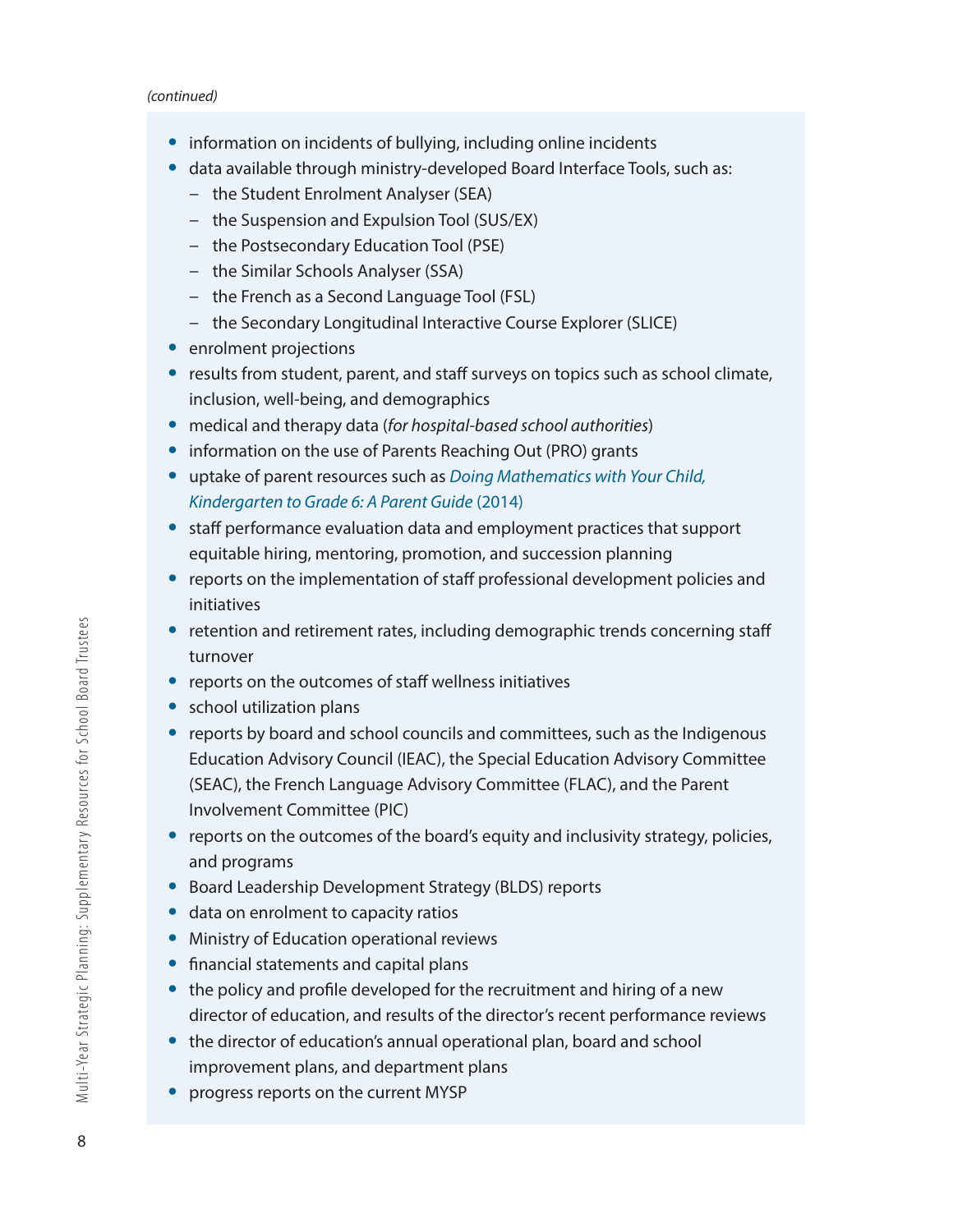*(continued)*

- information on incidents of bullying, including online incidents
- data available through ministry-developed Board Interface Tools, such as:
  - the Student Enrolment Analyser (SEA)
  - the Suspension and Expulsion Tool (SUS/EX)
  - the Postsecondary Education Tool (PSE)
  - the Similar Schools Analyser (SSA)
  - the French as a Second Language Tool (FSL)
  - the Secondary Longitudinal Interactive Course Explorer (SLICE)
- enrolment projections
- results from student, parent, and staff surveys on topics such as school climate, inclusion, well-being, and demographics
- medical and therapy data (*for hospital-based school authorities*)
- information on the use of Parents Reaching Out (PRO) grants
- uptake of parent resources such as *Doing Mathematics with Your Child, Kindergarten to Grade 6: A Parent Guide* (2014)
- staff performance evaluation data and employment practices that support equitable hiring, mentoring, promotion, and succession planning
- reports on the implementation of staff professional development policies and initiatives
- retention and retirement rates, including demographic trends concerning staff turnover
- reports on the outcomes of staff wellness initiatives
- school utilization plans
- reports by board and school councils and committees, such as the Indigenous Education Advisory Council (IEAC), the Special Education Advisory Committee (SEAC), the French Language Advisory Committee (FLAC), and the Parent Involvement Committee (PIC)
- reports on the outcomes of the board's equity and inclusivity strategy, policies, and programs
- Board Leadership Development Strategy (BLDS) reports
- data on enrolment to capacity ratios
- Ministry of Education operational reviews
- financial statements and capital plans
- the policy and profile developed for the recruitment and hiring of a new director of education, and results of the director's recent performance reviews
- the director of education's annual operational plan, board and school improvement plans, and department plans
- progress reports on the current MYSP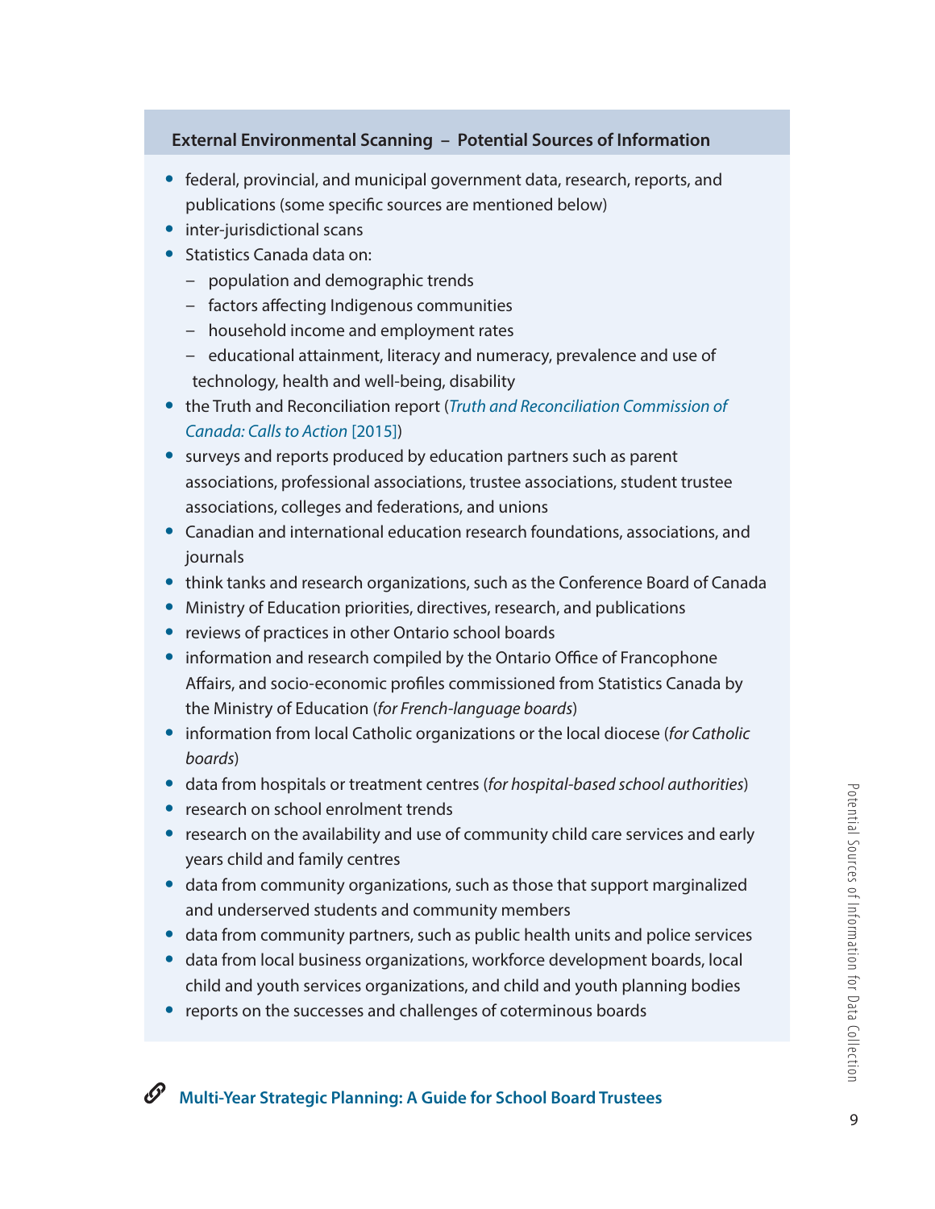### External Environmental Scanning – Potential Sources of Information

- federal, provincial, and municipal government data, research, reports, and publications (some specific sources are mentioned below)
- inter-jurisdictional scans
- Statistics Canada data on:
  - population and demographic trends
  - factors affecting Indigenous communities
  - household income and employment rates
  - educational attainment, literacy and numeracy, prevalence and use of technology, health and well-being, disability
- the Truth and Reconciliation report (*Truth and Reconciliation Commission of Canada: Calls to Action* [2015])
- surveys and reports produced by education partners such as parent associations, professional associations, trustee associations, student trustee associations, colleges and federations, and unions
- Canadian and international education research foundations, associations, and journals
- think tanks and research organizations, such as the Conference Board of Canada
- Ministry of Education priorities, directives, research, and publications
- reviews of practices in other Ontario school boards
- information and research compiled by the Ontario Office of Francophone Affairs, and socio-economic profiles commissioned from Statistics Canada by the Ministry of Education (*for French-language boards*)
- information from local Catholic organizations or the local diocese (*for Catholic boards*)
- data from hospitals or treatment centres (*for hospital-based school authorities*)
- research on school enrolment trends
- research on the availability and use of community child care services and early years child and family centres
- data from community organizations, such as those that support marginalized and underserved students and community members
- data from community partners, such as public health units and police services
- data from local business organizations, workforce development boards, local child and youth services organizations, and child and youth planning bodies
- reports on the successes and challenges of coterminous boards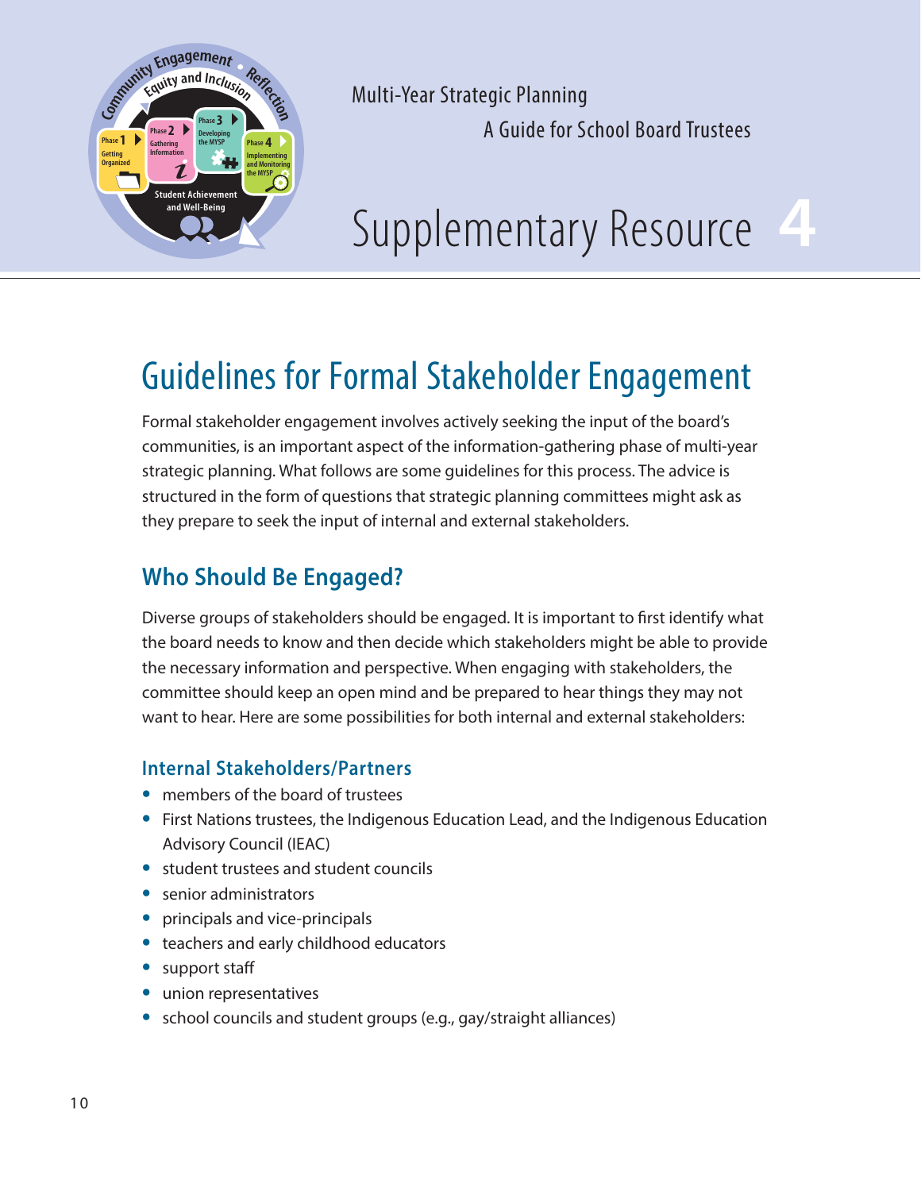Multi-Year Strategic Planning
A Guide for School Board Trustees

# Supplementary Resource 4

## Guidelines for Formal Stakeholder Engagement

Formal stakeholder engagement involves actively seeking the input of the board's communities, is an important aspect of the information-gathering phase of multi-year strategic planning. What follows are some guidelines for this process. The advice is structured in the form of questions that strategic planning committees might ask as they prepare to seek the input of internal and external stakeholders.

### Who Should Be Engaged?

Diverse groups of stakeholders should be engaged. It is important to first identify what the board needs to know and then decide which stakeholders might be able to provide the necessary information and perspective. When engaging with stakeholders, the committee should keep an open mind and be prepared to hear things they may not want to hear. Here are some possibilities for both internal and external stakeholders:

#### Internal Stakeholders/Partners

- members of the board of trustees
- First Nations trustees, the Indigenous Education Lead, and the Indigenous Education Advisory Council (IEAC)
- student trustees and student councils
- senior administrators
- principals and vice-principals
- teachers and early childhood educators
- support staff
- union representatives
- school councils and student groups (e.g., gay/straight alliances)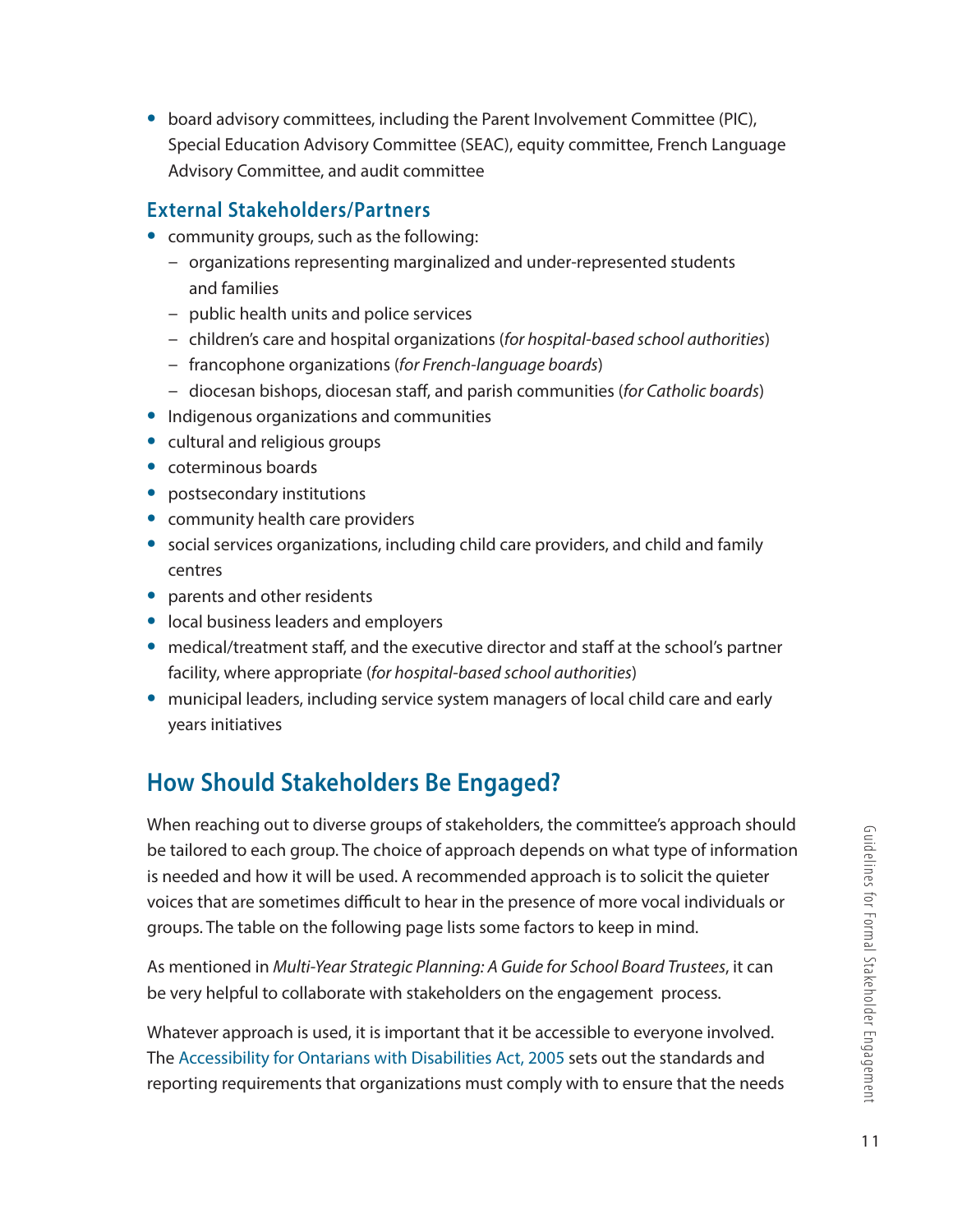- board advisory committees, including the Parent Involvement Committee (PIC), Special Education Advisory Committee (SEAC), equity committee, French Language Advisory Committee, and audit committee

### External Stakeholders/Partners

- community groups, such as the following:
  - organizations representing marginalized and under-represented students and families
  - public health units and police services
  - children's care and hospital organizations (*for hospital-based school authorities*)
  - francophone organizations (*for French-language boards*)
  - diocesan bishops, diocesan staff, and parish communities (*for Catholic boards*)
- Indigenous organizations and communities
- cultural and religious groups
- coterminous boards
- postsecondary institutions
- community health care providers
- social services organizations, including child care providers, and child and family centres
- parents and other residents
- local business leaders and employers
- medical/treatment staff, and the executive director and staff at the school's partner facility, where appropriate (*for hospital-based school authorities*)
- municipal leaders, including service system managers of local child care and early years initiatives

## How Should Stakeholders Be Engaged?

When reaching out to diverse groups of stakeholders, the committee's approach should be tailored to each group. The choice of approach depends on what type of information is needed and how it will be used. A recommended approach is to solicit the quieter voices that are sometimes difficult to hear in the presence of more vocal individuals or groups. The table on the following page lists some factors to keep in mind.

As mentioned in *Multi-Year Strategic Planning: A Guide for School Board Trustees*, it can be very helpful to collaborate with stakeholders on the engagement process.

Whatever approach is used, it is important that it be accessible to everyone involved. The Accessibility for Ontarians with Disabilities Act, 2005 sets out the standards and reporting requirements that organizations must comply with to ensure that the needs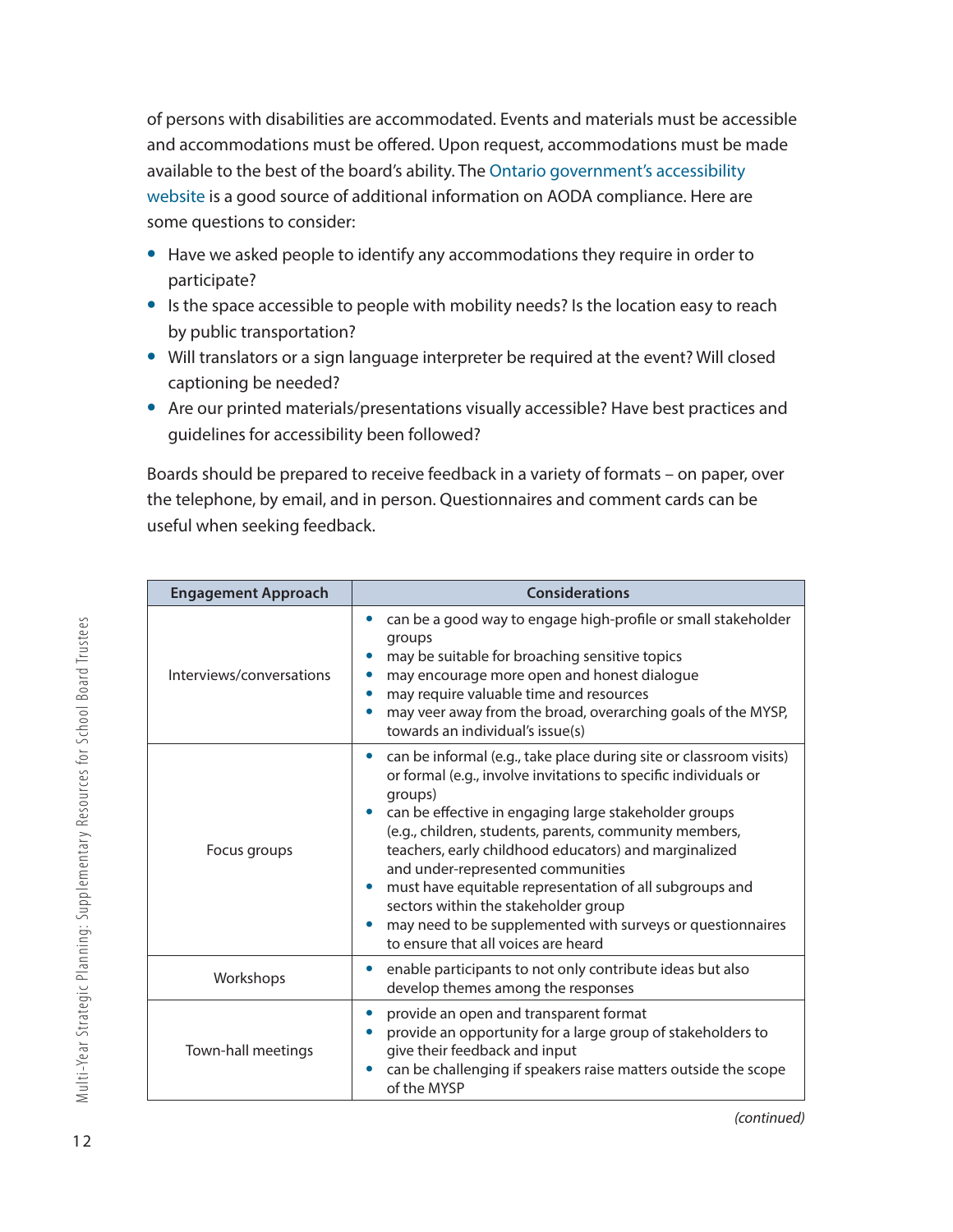of persons with disabilities are accommodated. Events and materials must be accessible and accommodations must be offered. Upon request, accommodations must be made available to the best of the board's ability. The Ontario government's accessibility website is a good source of additional information on AODA compliance. Here are some questions to consider:

- Have we asked people to identify any accommodations they require in order to participate?
- Is the space accessible to people with mobility needs? Is the location easy to reach by public transportation?
- Will translators or a sign language interpreter be required at the event? Will closed captioning be needed?
- Are our printed materials/presentations visually accessible? Have best practices and guidelines for accessibility been followed?

Boards should be prepared to receive feedback in a variety of formats – on paper, over the telephone, by email, and in person. Questionnaires and comment cards can be useful when seeking feedback.

| Engagement Approach | Considerations |
|---|---|
| Interviews/conversations | • can be a good way to engage high-profile or small stakeholder groups<br>• may be suitable for broaching sensitive topics<br>• may encourage more open and honest dialogue<br>• may require valuable time and resources<br>• may veer away from the broad, overarching goals of the MYSP, towards an individual's issue(s) |
| Focus groups | • can be informal (e.g., take place during site or classroom visits) or formal (e.g., involve invitations to specific individuals or groups)<br>• can be effective in engaging large stakeholder groups (e.g., children, students, parents, community members, teachers, early childhood educators) and marginalized and under-represented communities<br>• must have equitable representation of all subgroups and sectors within the stakeholder group<br>• may need to be supplemented with surveys or questionnaires to ensure that all voices are heard |
| Workshops | • enable participants to not only contribute ideas but also develop themes among the responses |
| Town-hall meetings | • provide an open and transparent format<br>• provide an opportunity for a large group of stakeholders to give their feedback and input<br>• can be challenging if speakers raise matters outside the scope of the MYSP |

*(continued)*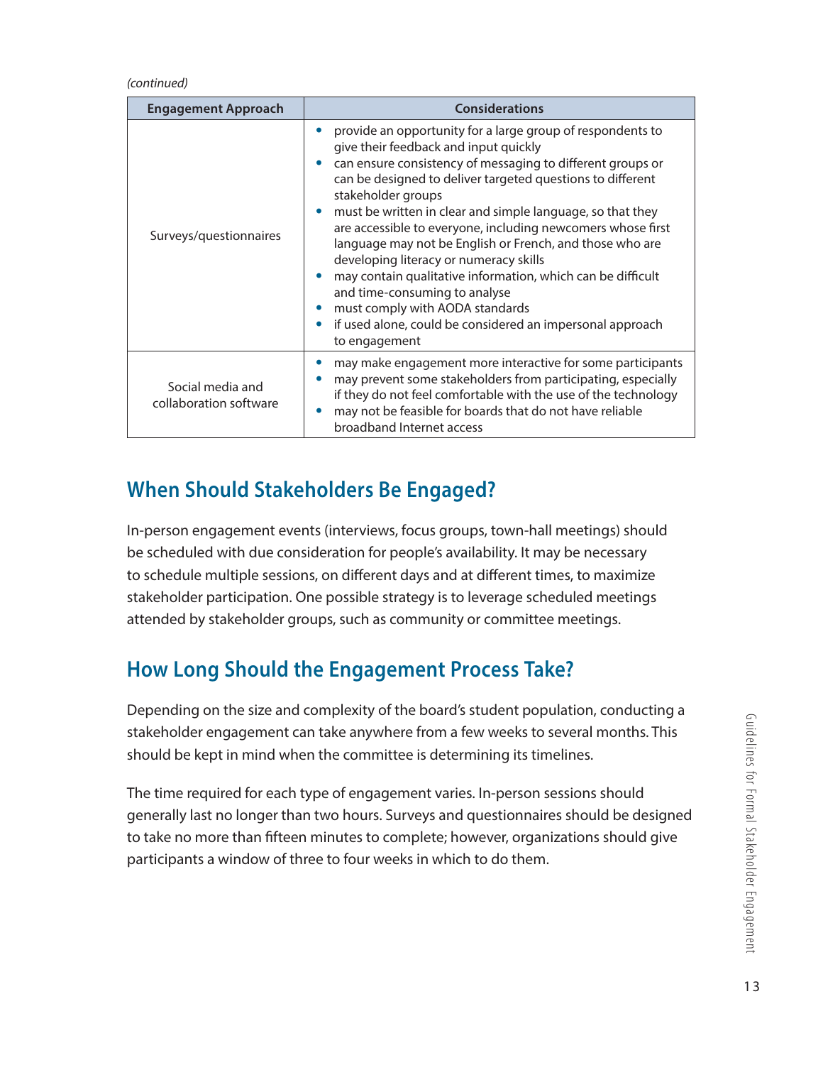*(continued)*

| Engagement Approach | Considerations |
|---|---|
| Surveys/questionnaires | • provide an opportunity for a large group of respondents to give their feedback and input quickly<br>• can ensure consistency of messaging to different groups or can be designed to deliver targeted questions to different stakeholder groups<br>• must be written in clear and simple language, so that they are accessible to everyone, including newcomers whose first language may not be English or French, and those who are developing literacy or numeracy skills<br>• may contain qualitative information, which can be difficult and time-consuming to analyse<br>• must comply with AODA standards<br>• if used alone, could be considered an impersonal approach to engagement |
| Social media and collaboration software | • may make engagement more interactive for some participants<br>• may prevent some stakeholders from participating, especially if they do not feel comfortable with the use of the technology<br>• may not be feasible for boards that do not have reliable broadband Internet access |

## When Should Stakeholders Be Engaged?

In-person engagement events (interviews, focus groups, town-hall meetings) should be scheduled with due consideration for people's availability. It may be necessary to schedule multiple sessions, on different days and at different times, to maximize stakeholder participation. One possible strategy is to leverage scheduled meetings attended by stakeholder groups, such as community or committee meetings.

## How Long Should the Engagement Process Take?

Depending on the size and complexity of the board's student population, conducting a stakeholder engagement can take anywhere from a few weeks to several months. This should be kept in mind when the committee is determining its timelines.

The time required for each type of engagement varies. In-person sessions should generally last no longer than two hours. Surveys and questionnaires should be designed to take no more than fifteen minutes to complete; however, organizations should give participants a window of three to four weeks in which to do them.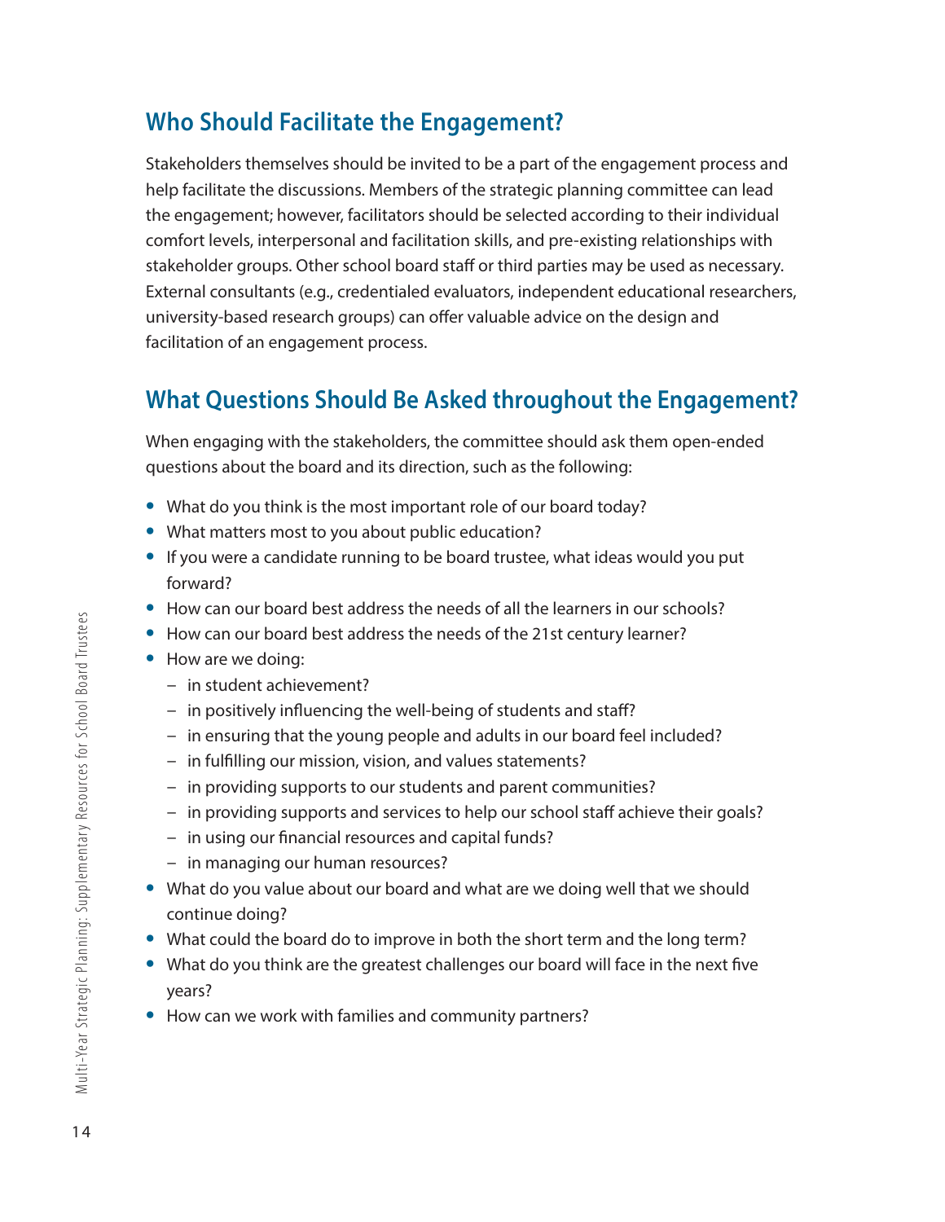## Who Should Facilitate the Engagement?

Stakeholders themselves should be invited to be a part of the engagement process and help facilitate the discussions. Members of the strategic planning committee can lead the engagement; however, facilitators should be selected according to their individual comfort levels, interpersonal and facilitation skills, and pre-existing relationships with stakeholder groups. Other school board staff or third parties may be used as necessary. External consultants (e.g., credentialed evaluators, independent educational researchers, university-based research groups) can offer valuable advice on the design and facilitation of an engagement process.

## What Questions Should Be Asked throughout the Engagement?

When engaging with the stakeholders, the committee should ask them open-ended questions about the board and its direction, such as the following:

- What do you think is the most important role of our board today?
- What matters most to you about public education?
- If you were a candidate running to be board trustee, what ideas would you put forward?
- How can our board best address the needs of all the learners in our schools?
- How can our board best address the needs of the 21st century learner?
- How are we doing:
  - in student achievement?
  - in positively influencing the well-being of students and staff?
  - in ensuring that the young people and adults in our board feel included?
  - in fulfilling our mission, vision, and values statements?
  - in providing supports to our students and parent communities?
  - in providing supports and services to help our school staff achieve their goals?
  - in using our financial resources and capital funds?
  - in managing our human resources?
- What do you value about our board and what are we doing well that we should continue doing?
- What could the board do to improve in both the short term and the long term?
- What do you think are the greatest challenges our board will face in the next five years?
- How can we work with families and community partners?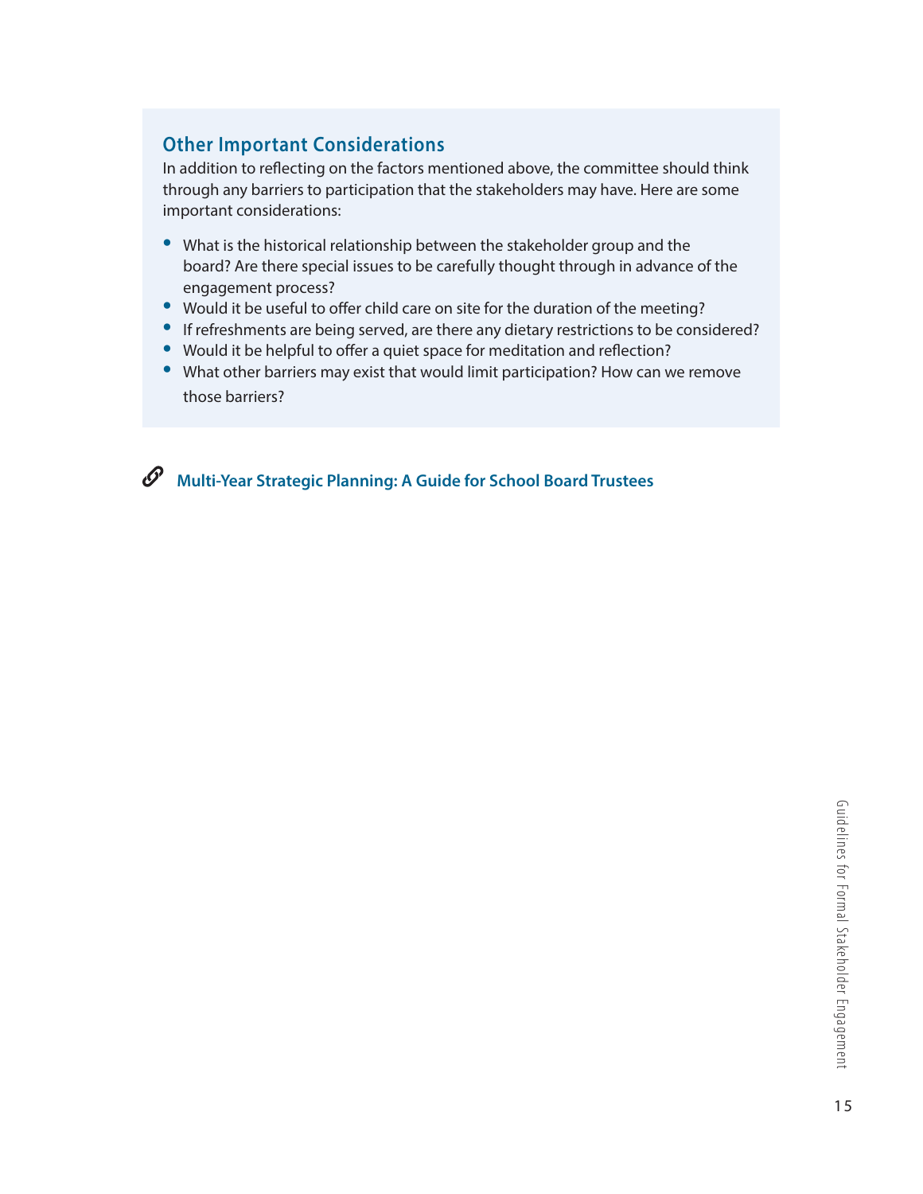### Other Important Considerations

In addition to reflecting on the factors mentioned above, the committee should think through any barriers to participation that the stakeholders may have. Here are some important considerations:

- What is the historical relationship between the stakeholder group and the board? Are there special issues to be carefully thought through in advance of the engagement process?
- Would it be useful to offer child care on site for the duration of the meeting?
- If refreshments are being served, are there any dietary restrictions to be considered?
- Would it be helpful to offer a quiet space for meditation and reflection?
- What other barriers may exist that would limit participation? How can we remove those barriers?

**Multi-Year Strategic Planning: A Guide for School Board Trustees**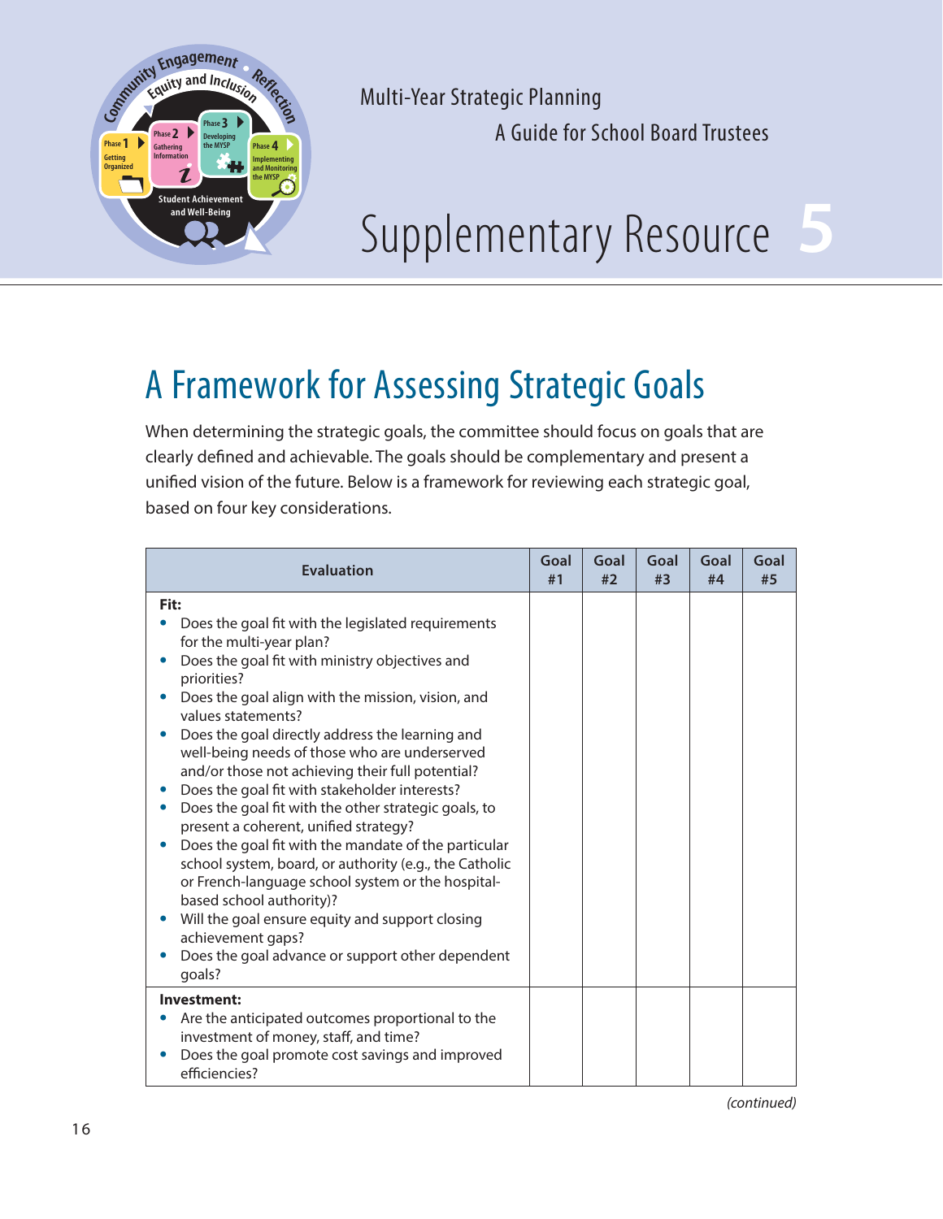Multi-Year Strategic Planning
A Guide for School Board Trustees

# Supplementary Resource 5

## A Framework for Assessing Strategic Goals

When determining the strategic goals, the committee should focus on goals that are clearly defined and achievable. The goals should be complementary and present a unified vision of the future. Below is a framework for reviewing each strategic goal, based on four key considerations.

| Evaluation | Goal #1 | Goal #2 | Goal #3 | Goal #4 | Goal #5 |
|---|---|---|---|---|---|
| **Fit:**<br>• Does the goal fit with the legislated requirements for the multi-year plan?<br>• Does the goal fit with ministry objectives and priorities?<br>• Does the goal align with the mission, vision, and values statements?<br>• Does the goal directly address the learning and well-being needs of those who are underserved and/or those not achieving their full potential?<br>• Does the goal fit with stakeholder interests?<br>• Does the goal fit with the other strategic goals, to present a coherent, unified strategy?<br>• Does the goal fit with the mandate of the particular school system, board, or authority (e.g., the Catholic or French-language school system or the hospital-based school authority)?<br>• Will the goal ensure equity and support closing achievement gaps?<br>• Does the goal advance or support other dependent goals? | | | | | |
| **Investment:**<br>• Are the anticipated outcomes proportional to the investment of money, staff, and time?<br>• Does the goal promote cost savings and improved efficiencies? | | | | | |

*(continued)*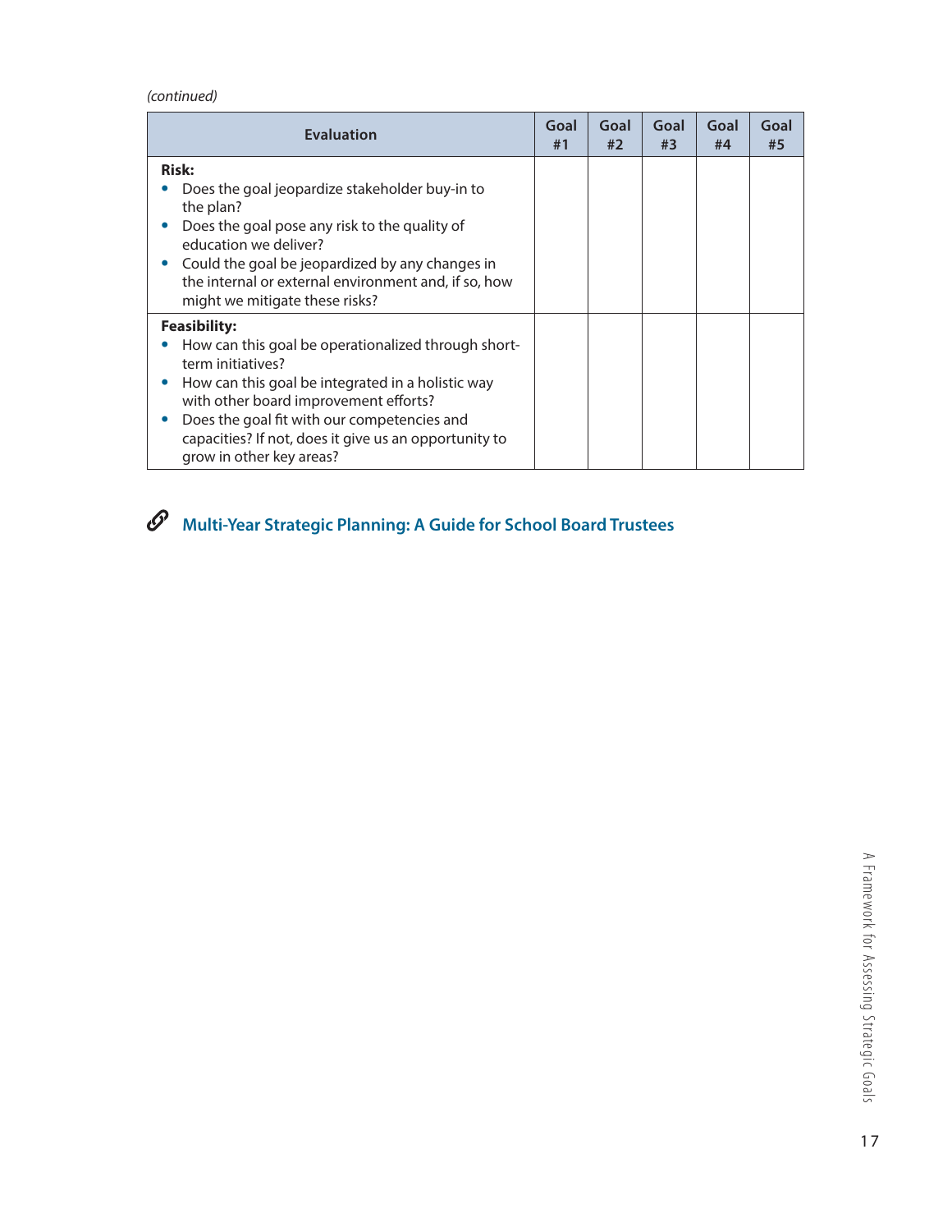*(continued)*

| Evaluation | Goal #1 | Goal #2 | Goal #3 | Goal #4 | Goal #5 |
|---|---|---|---|---|---|
| **Risk:**<br>• Does the goal jeopardize stakeholder buy-in to the plan?<br>• Does the goal pose any risk to the quality of education we deliver?<br>• Could the goal be jeopardized by any changes in the internal or external environment and, if so, how might we mitigate these risks? | | | | | |
| **Feasibility:**<br>• How can this goal be operationalized through short-term initiatives?<br>• How can this goal be integrated in a holistic way with other board improvement efforts?<br>• Does the goal fit with our competencies and capacities? If not, does it give us an opportunity to grow in other key areas? | | | | | |

**Multi-Year Strategic Planning: A Guide for School Board Trustees**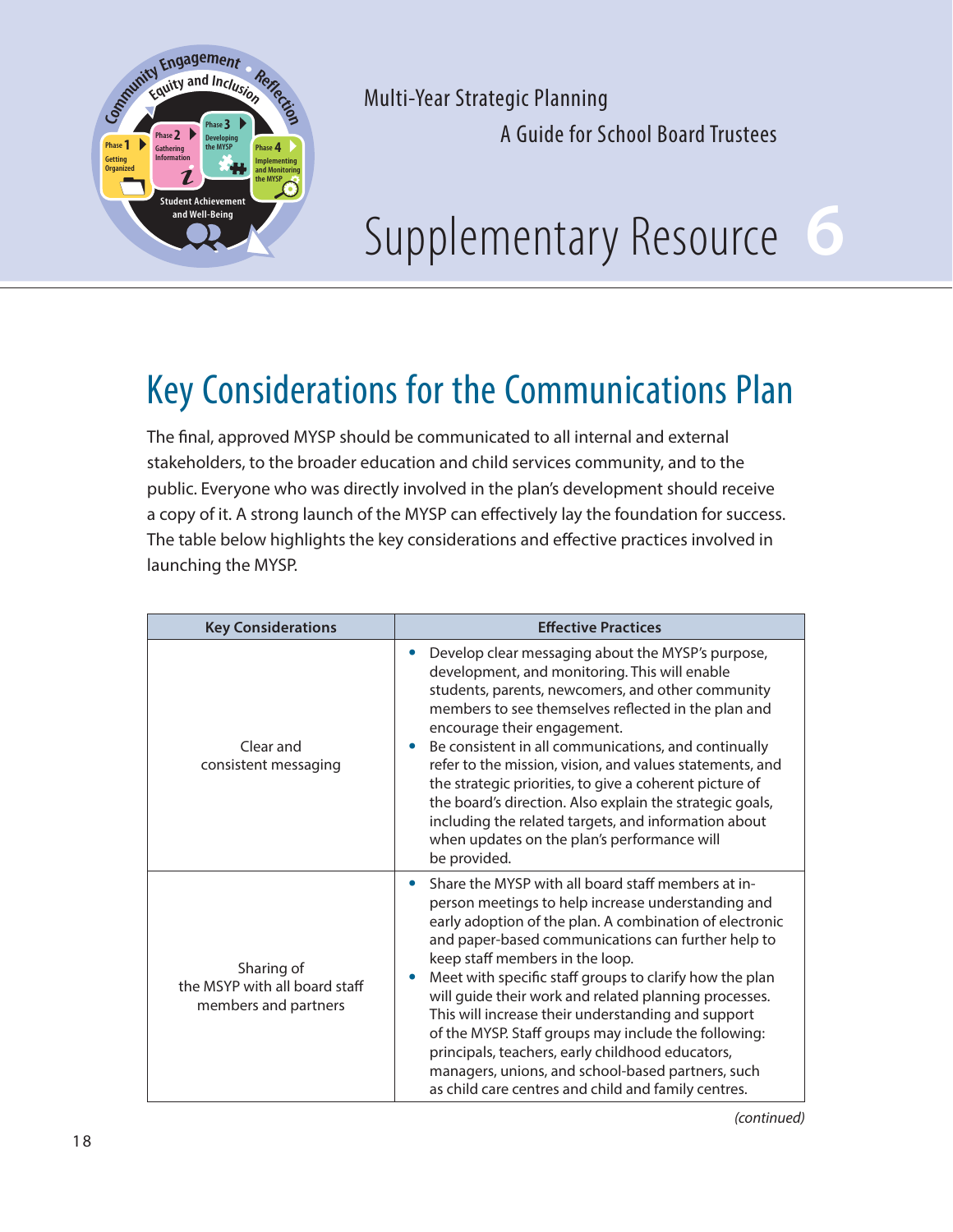# Supplementary Resource 6

## Key Considerations for the Communications Plan

The final, approved MYSP should be communicated to all internal and external stakeholders, to the broader education and child services community, and to the public. Everyone who was directly involved in the plan's development should receive a copy of it. A strong launch of the MYSP can effectively lay the foundation for success. The table below highlights the key considerations and effective practices involved in launching the MYSP.

| Key Considerations | Effective Practices |
|---|---|
| Clear and consistent messaging | • Develop clear messaging about the MYSP's purpose, development, and monitoring. This will enable students, parents, newcomers, and other community members to see themselves reflected in the plan and encourage their engagement.<br>• Be consistent in all communications, and continually refer to the mission, vision, and values statements, and the strategic priorities, to give a coherent picture of the board's direction. Also explain the strategic goals, including the related targets, and information about when updates on the plan's performance will be provided. |
| Sharing of the MSYP with all board staff members and partners | • Share the MYSP with all board staff members at in-person meetings to help increase understanding and early adoption of the plan. A combination of electronic and paper-based communications can further help to keep staff members in the loop.<br>• Meet with specific staff groups to clarify how the plan will guide their work and related planning processes. This will increase their understanding and support of the MYSP. Staff groups may include the following: principals, teachers, early childhood educators, managers, unions, and school-based partners, such as child care centres and child and family centres. |

*(continued)*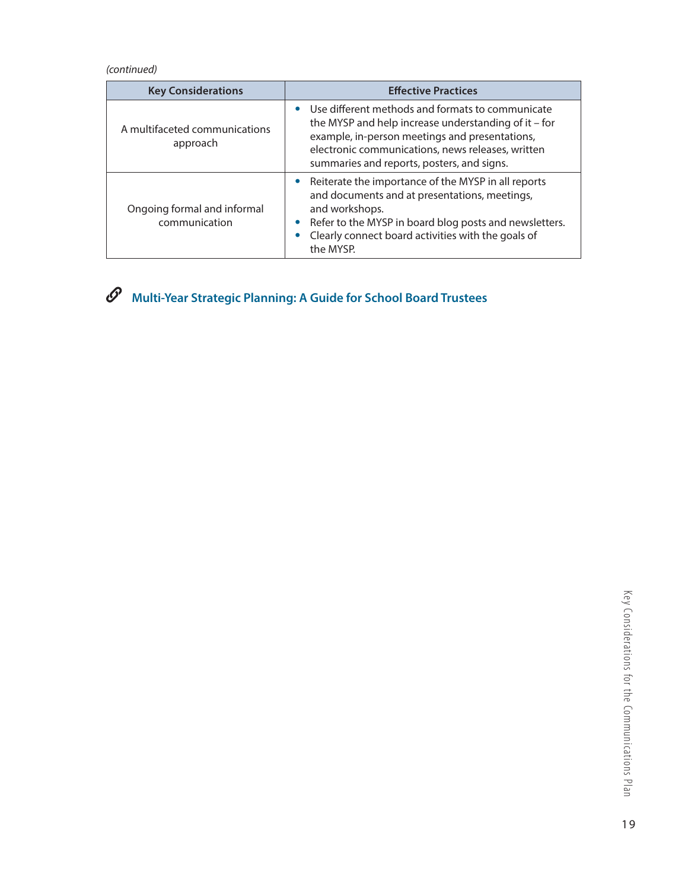*(continued)*

| Key Considerations | Effective Practices |
|---|---|
| A multifaceted communications approach | • Use different methods and formats to communicate the MYSP and help increase understanding of it – for example, in-person meetings and presentations, electronic communications, news releases, written summaries and reports, posters, and signs. |
| Ongoing formal and informal communication | • Reiterate the importance of the MYSP in all reports and documents and at presentations, meetings, and workshops.<br>• Refer to the MYSP in board blog posts and newsletters.<br>• Clearly connect board activities with the goals of the MYSP. |

**Multi-Year Strategic Planning: A Guide for School Board Trustees**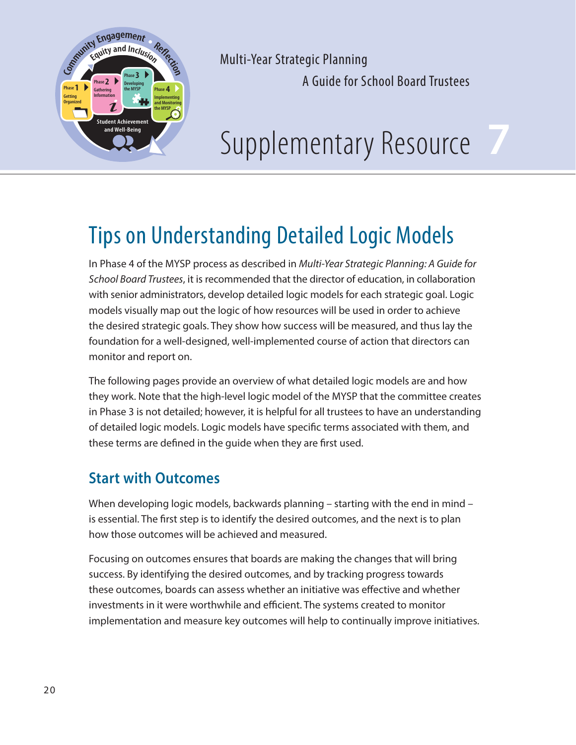Multi-Year Strategic Planning
A Guide for School Board Trustees

# Supplementary Resource 7

## Tips on Understanding Detailed Logic Models

In Phase 4 of the MYSP process as described in *Multi-Year Strategic Planning: A Guide for School Board Trustees*, it is recommended that the director of education, in collaboration with senior administrators, develop detailed logic models for each strategic goal. Logic models visually map out the logic of how resources will be used in order to achieve the desired strategic goals. They show how success will be measured, and thus lay the foundation for a well-designed, well-implemented course of action that directors can monitor and report on.

The following pages provide an overview of what detailed logic models are and how they work. Note that the high-level logic model of the MYSP that the committee creates in Phase 3 is not detailed; however, it is helpful for all trustees to have an understanding of detailed logic models. Logic models have specific terms associated with them, and these terms are defined in the guide when they are first used.

### Start with Outcomes

When developing logic models, backwards planning – starting with the end in mind – is essential. The first step is to identify the desired outcomes, and the next is to plan how those outcomes will be achieved and measured.

Focusing on outcomes ensures that boards are making the changes that will bring success. By identifying the desired outcomes, and by tracking progress towards these outcomes, boards can assess whether an initiative was effective and whether investments in it were worthwhile and efficient. The systems created to monitor implementation and measure key outcomes will help to continually improve initiatives.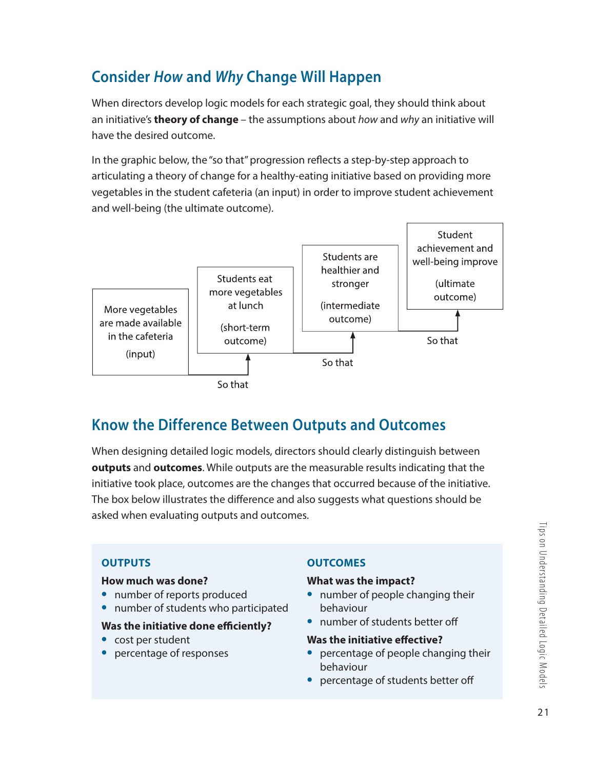## Consider *How* and *Why* Change Will Happen

When directors develop logic models for each strategic goal, they should think about an initiative's **theory of change** – the assumptions about *how* and *why* an initiative will have the desired outcome.

In the graphic below, the "so that" progression reflects a step-by-step approach to articulating a theory of change for a healthy-eating initiative based on providing more vegetables in the student cafeteria (an input) in order to improve student achievement and well-being (the ultimate outcome).

More vegetables are made available in the cafeteria (input)

So that

Students eat more vegetables at lunch (short-term outcome)

So that

Students are healthier and stronger (intermediate outcome)

So that

Student achievement and well-being improve (ultimate outcome)

## Know the Difference Between Outputs and Outcomes

When designing detailed logic models, directors should clearly distinguish between **outputs** and **outcomes**. While outputs are the measurable results indicating that the initiative took place, outcomes are the changes that occurred because of the initiative. The box below illustrates the difference and also suggests what questions should be asked when evaluating outputs and outcomes.

### OUTPUTS

**How much was done?**

- number of reports produced
- number of students who participated

**Was the initiative done efficiently?**

- cost per student
- percentage of responses

### OUTCOMES

**What was the impact?**

- number of people changing their behaviour
- number of students better off

**Was the initiative effective?**

- percentage of people changing their behaviour
- percentage of students better off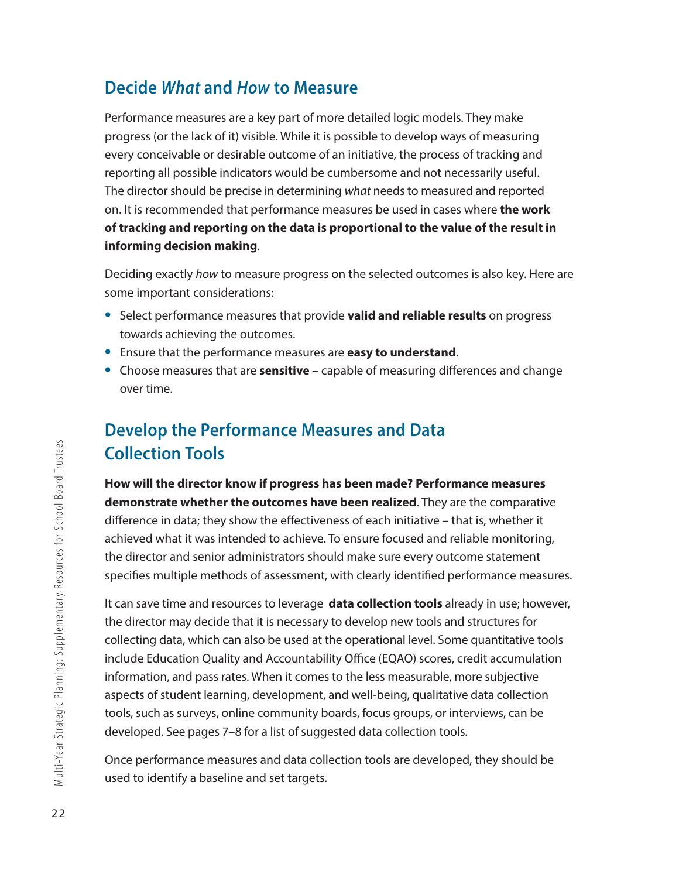## Decide *What* and *How* to Measure

Performance measures are a key part of more detailed logic models. They make progress (or the lack of it) visible. While it is possible to develop ways of measuring every conceivable or desirable outcome of an initiative, the process of tracking and reporting all possible indicators would be cumbersome and not necessarily useful. The director should be precise in determining *what* needs to measured and reported on. It is recommended that performance measures be used in cases where **the work of tracking and reporting on the data is proportional to the value of the result in informing decision making**.

Deciding exactly *how* to measure progress on the selected outcomes is also key. Here are some important considerations:

- Select performance measures that provide **valid and reliable results** on progress towards achieving the outcomes.
- Ensure that the performance measures are **easy to understand**.
- Choose measures that are **sensitive** – capable of measuring differences and change over time.

## Develop the Performance Measures and Data Collection Tools

**How will the director know if progress has been made? Performance measures demonstrate whether the outcomes have been realized**. They are the comparative difference in data; they show the effectiveness of each initiative – that is, whether it achieved what it was intended to achieve. To ensure focused and reliable monitoring, the director and senior administrators should make sure every outcome statement specifies multiple methods of assessment, with clearly identified performance measures.

It can save time and resources to leverage **data collection tools** already in use; however, the director may decide that it is necessary to develop new tools and structures for collecting data, which can also be used at the operational level. Some quantitative tools include Education Quality and Accountability Office (EQAO) scores, credit accumulation information, and pass rates. When it comes to the less measurable, more subjective aspects of student learning, development, and well-being, qualitative data collection tools, such as surveys, online community boards, focus groups, or interviews, can be developed. See pages 7–8 for a list of suggested data collection tools.

Once performance measures and data collection tools are developed, they should be used to identify a baseline and set targets.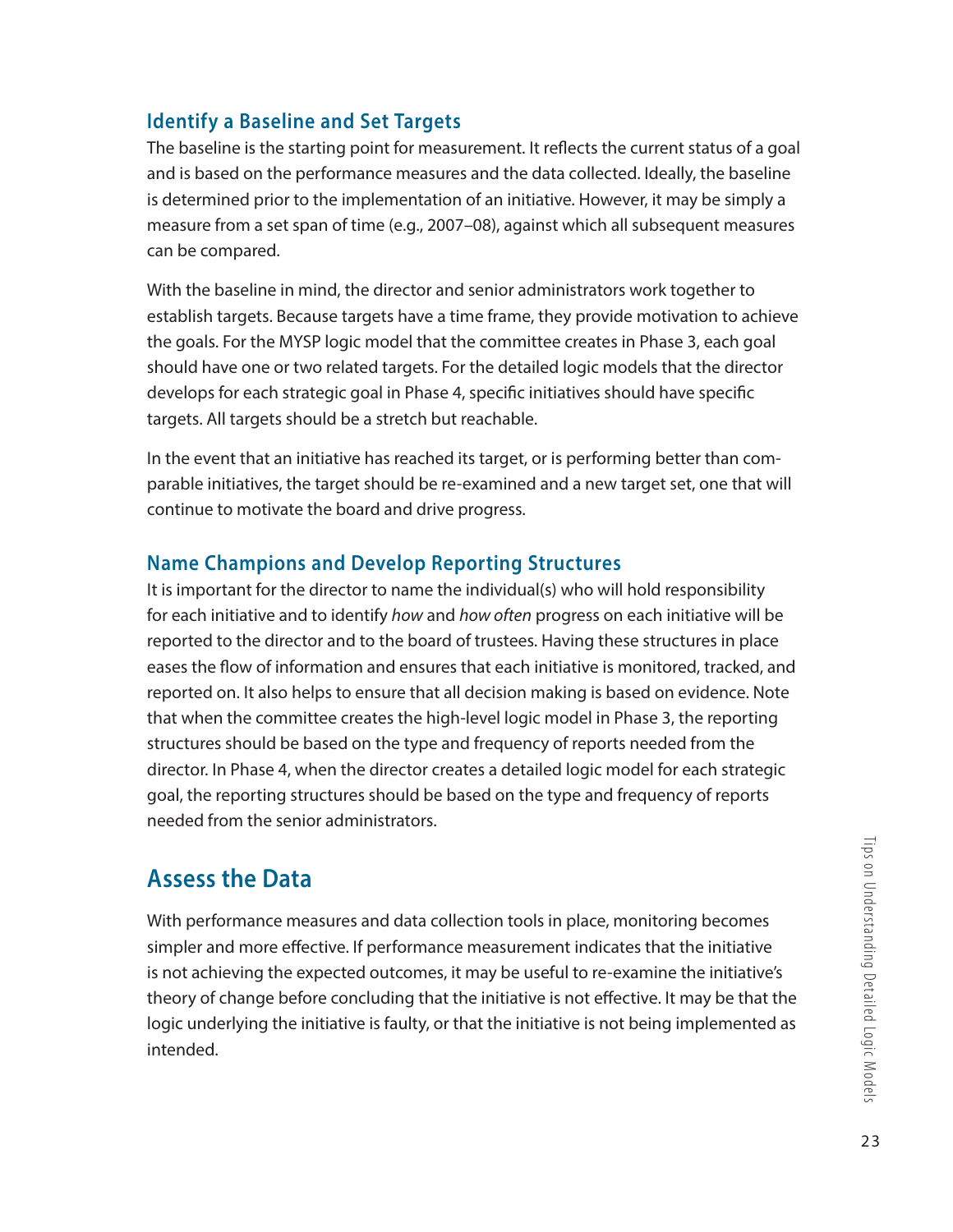### Identify a Baseline and Set Targets

The baseline is the starting point for measurement. It reflects the current status of a goal and is based on the performance measures and the data collected. Ideally, the baseline is determined prior to the implementation of an initiative. However, it may be simply a measure from a set span of time (e.g., 2007–08), against which all subsequent measures can be compared.

With the baseline in mind, the director and senior administrators work together to establish targets. Because targets have a time frame, they provide motivation to achieve the goals. For the MYSP logic model that the committee creates in Phase 3, each goal should have one or two related targets. For the detailed logic models that the director develops for each strategic goal in Phase 4, specific initiatives should have specific targets. All targets should be a stretch but reachable.

In the event that an initiative has reached its target, or is performing better than comparable initiatives, the target should be re-examined and a new target set, one that will continue to motivate the board and drive progress.

### Name Champions and Develop Reporting Structures

It is important for the director to name the individual(s) who will hold responsibility for each initiative and to identify *how* and *how often* progress on each initiative will be reported to the director and to the board of trustees. Having these structures in place eases the flow of information and ensures that each initiative is monitored, tracked, and reported on. It also helps to ensure that all decision making is based on evidence. Note that when the committee creates the high-level logic model in Phase 3, the reporting structures should be based on the type and frequency of reports needed from the director. In Phase 4, when the director creates a detailed logic model for each strategic goal, the reporting structures should be based on the type and frequency of reports needed from the senior administrators.

## Assess the Data

With performance measures and data collection tools in place, monitoring becomes simpler and more effective. If performance measurement indicates that the initiative is not achieving the expected outcomes, it may be useful to re-examine the initiative's theory of change before concluding that the initiative is not effective. It may be that the logic underlying the initiative is faulty, or that the initiative is not being implemented as intended.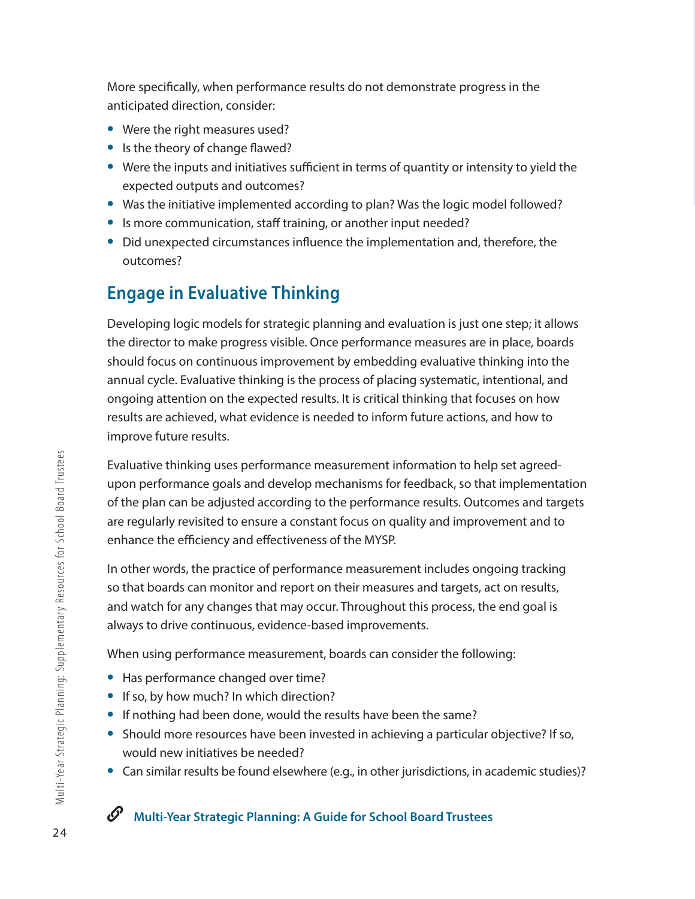More specifically, when performance results do not demonstrate progress in the anticipated direction, consider:

- Were the right measures used?
- Is the theory of change flawed?
- Were the inputs and initiatives sufficient in terms of quantity or intensity to yield the expected outputs and outcomes?
- Was the initiative implemented according to plan? Was the logic model followed?
- Is more communication, staff training, or another input needed?
- Did unexpected circumstances influence the implementation and, therefore, the outcomes?

## Engage in Evaluative Thinking

Developing logic models for strategic planning and evaluation is just one step; it allows the director to make progress visible. Once performance measures are in place, boards should focus on continuous improvement by embedding evaluative thinking into the annual cycle. Evaluative thinking is the process of placing systematic, intentional, and ongoing attention on the expected results. It is critical thinking that focuses on how results are achieved, what evidence is needed to inform future actions, and how to improve future results.

Evaluative thinking uses performance measurement information to help set agreed-upon performance goals and develop mechanisms for feedback, so that implementation of the plan can be adjusted according to the performance results. Outcomes and targets are regularly revisited to ensure a constant focus on quality and improvement and to enhance the efficiency and effectiveness of the MYSP.

In other words, the practice of performance measurement includes ongoing tracking so that boards can monitor and report on their measures and targets, act on results, and watch for any changes that may occur. Throughout this process, the end goal is always to drive continuous, evidence-based improvements.

When using performance measurement, boards can consider the following:

- Has performance changed over time?
- If so, by how much? In which direction?
- If nothing had been done, would the results have been the same?
- Should more resources have been invested in achieving a particular objective? If so, would new initiatives be needed?
- Can similar results be found elsewhere (e.g., in other jurisdictions, in academic studies)?

**Multi-Year Strategic Planning: A Guide for School Board Trustees**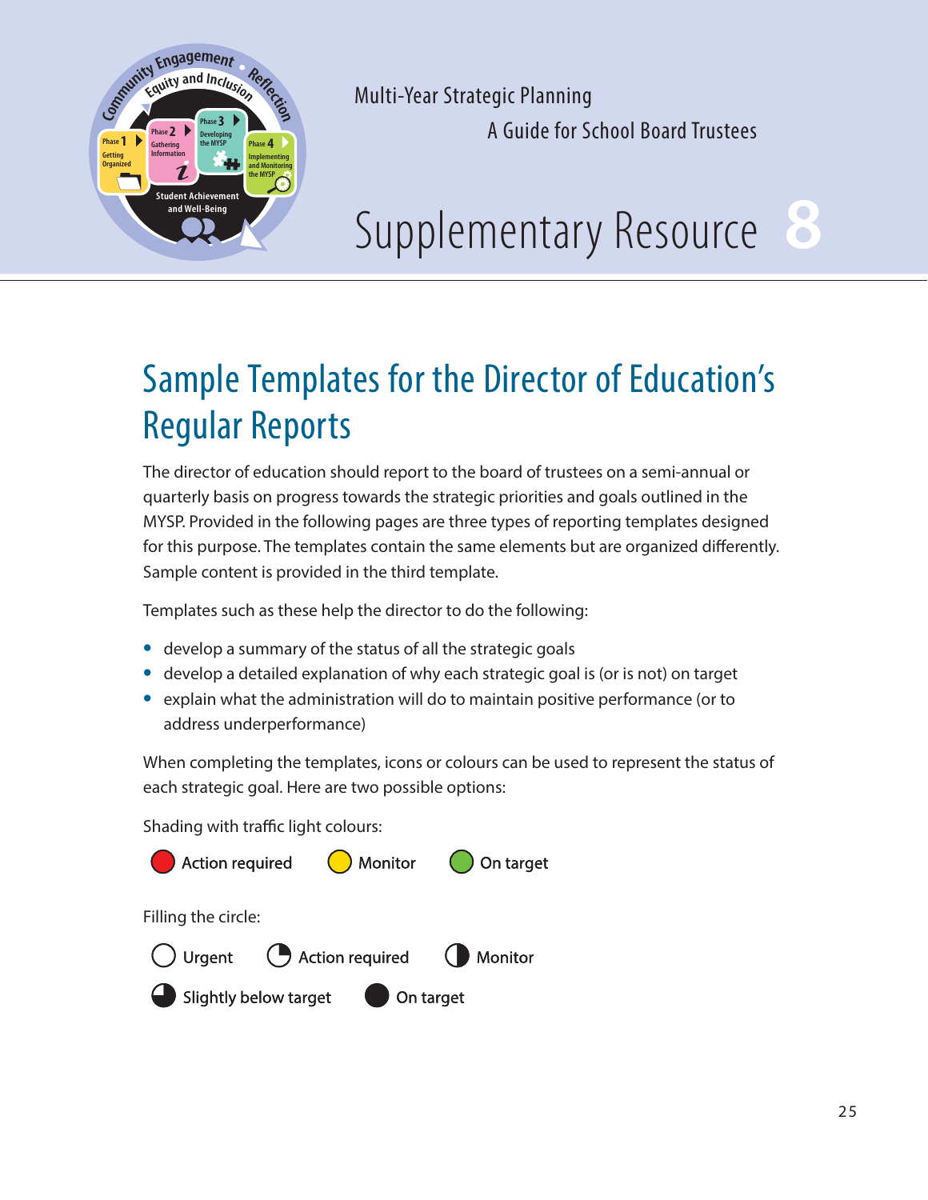Multi-Year Strategic Planning

A Guide for School Board Trustees

# Supplementary Resource 8

## Sample Templates for the Director of Education's Regular Reports

The director of education should report to the board of trustees on a semi-annual or quarterly basis on progress towards the strategic priorities and goals outlined in the MYSP. Provided in the following pages are three types of reporting templates designed for this purpose. The templates contain the same elements but are organized differently. Sample content is provided in the third template.

Templates such as these help the director to do the following:

- develop a summary of the status of all the strategic goals
- develop a detailed explanation of why each strategic goal is (or is not) on target
- explain what the administration will do to maintain positive performance (or to address underperformance)

When completing the templates, icons or colours can be used to represent the status of each strategic goal. Here are two possible options:

Shading with traffic light colours:

Action required &nbsp;&nbsp; Monitor &nbsp;&nbsp; On target

Filling the circle:

Urgent &nbsp;&nbsp; Action required &nbsp;&nbsp; Monitor

Slightly below target &nbsp;&nbsp; On target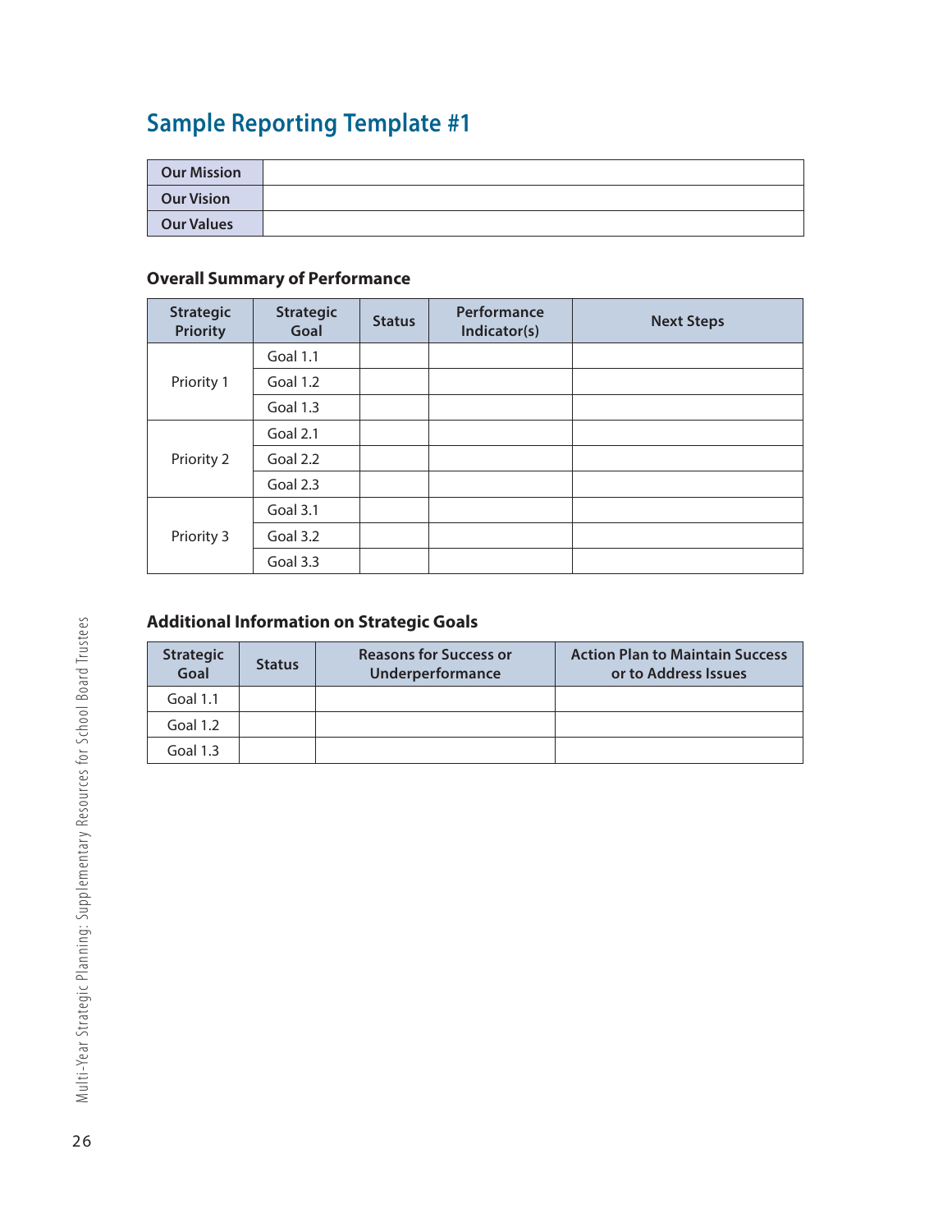# Sample Reporting Template #1

| | |
|---|---|
| **Our Mission** | |
| **Our Vision** | |
| **Our Values** | |

### Overall Summary of Performance

| Strategic Priority | Strategic Goal | Status | Performance Indicator(s) | Next Steps |
|---|---|---|---|---|
| Priority 1 | Goal 1.1 | | | |
| | Goal 1.2 | | | |
| | Goal 1.3 | | | |
| Priority 2 | Goal 2.1 | | | |
| | Goal 2.2 | | | |
| | Goal 2.3 | | | |
| Priority 3 | Goal 3.1 | | | |
| | Goal 3.2 | | | |
| | Goal 3.3 | | | |

### Additional Information on Strategic Goals

| Strategic Goal | Status | Reasons for Success or Underperformance | Action Plan to Maintain Success or to Address Issues |
|---|---|---|---|
| Goal 1.1 | | | |
| Goal 1.2 | | | |
| Goal 1.3 | | | |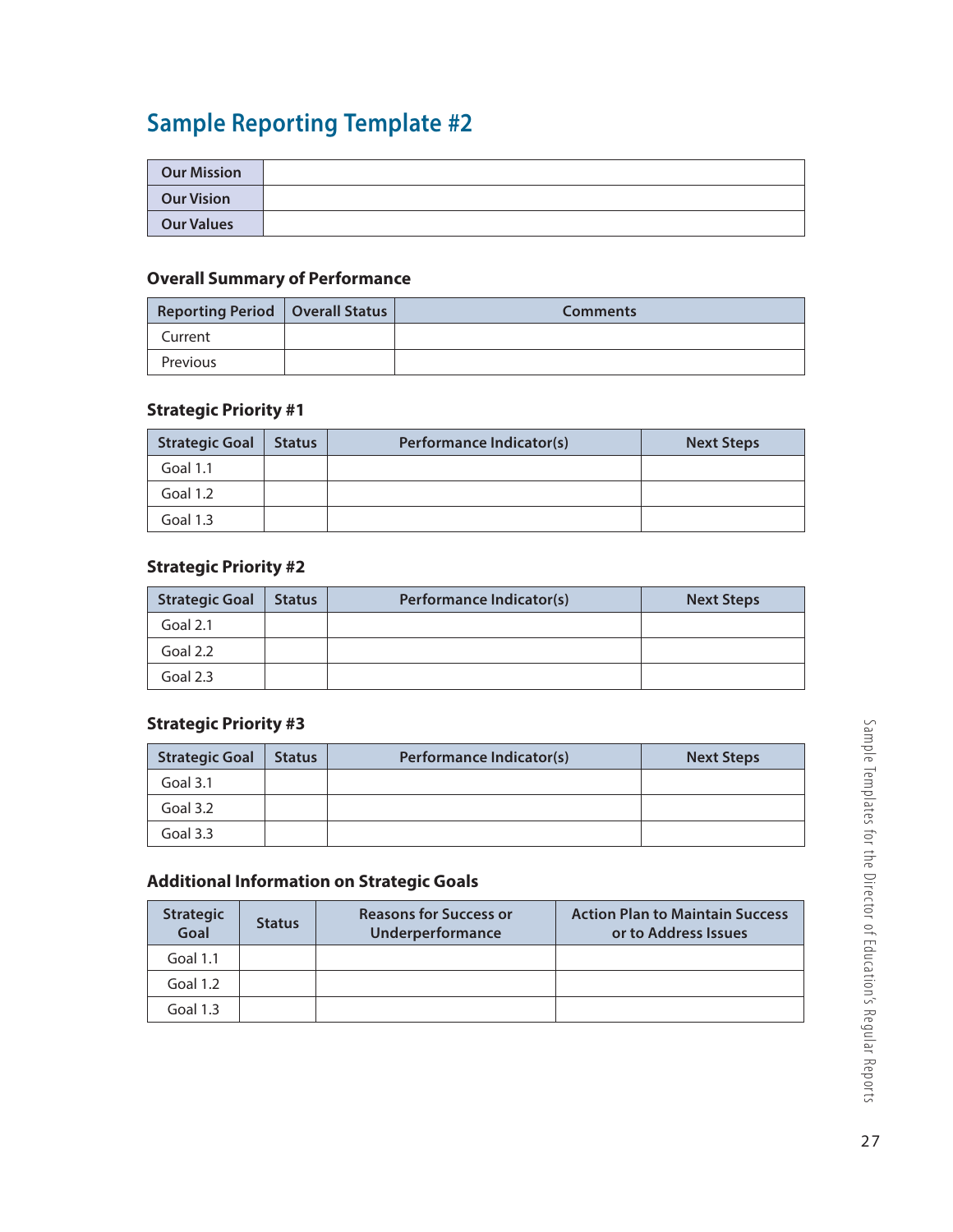## Sample Reporting Template #2

| Our Mission | |
|---|---|
| Our Vision | |
| Our Values | |

### Overall Summary of Performance

| Reporting Period | Overall Status | Comments |
|---|---|---|
| Current | | |
| Previous | | |

### Strategic Priority #1

| Strategic Goal | Status | Performance Indicator(s) | Next Steps |
|---|---|---|---|
| Goal 1.1 | | | |
| Goal 1.2 | | | |
| Goal 1.3 | | | |

### Strategic Priority #2

| Strategic Goal | Status | Performance Indicator(s) | Next Steps |
|---|---|---|---|
| Goal 2.1 | | | |
| Goal 2.2 | | | |
| Goal 2.3 | | | |

### Strategic Priority #3

| Strategic Goal | Status | Performance Indicator(s) | Next Steps |
|---|---|---|---|
| Goal 3.1 | | | |
| Goal 3.2 | | | |
| Goal 3.3 | | | |

### Additional Information on Strategic Goals

| Strategic Goal | Status | Reasons for Success or Underperformance | Action Plan to Maintain Success or to Address Issues |
|---|---|---|---|
| Goal 1.1 | | | |
| Goal 1.2 | | | |
| Goal 1.3 | | | |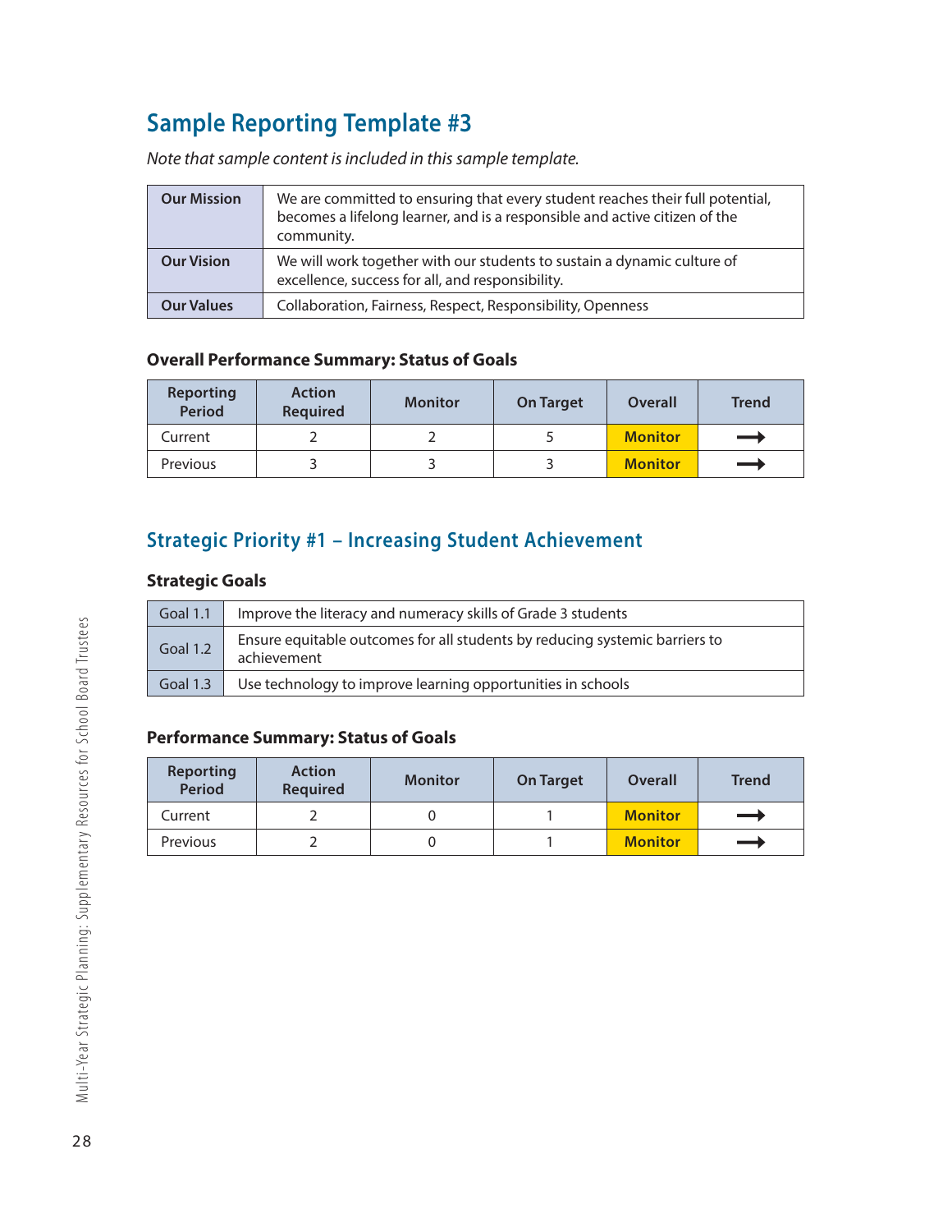## Sample Reporting Template #3

*Note that sample content is included in this sample template.*

| | |
|---|---|
| **Our Mission** | We are committed to ensuring that every student reaches their full potential, becomes a lifelong learner, and is a responsible and active citizen of the community. |
| **Our Vision** | We will work together with our students to sustain a dynamic culture of excellence, success for all, and responsibility. |
| **Our Values** | Collaboration, Fairness, Respect, Responsibility, Openness |

### Overall Performance Summary: Status of Goals

| Reporting Period | Action Required | Monitor | On Target | Overall | Trend |
|---|---|---|---|---|---|
| Current | 2 | 2 | 5 | **Monitor** | → |
| Previous | 3 | 3 | 3 | **Monitor** | → |

## Strategic Priority #1 – Increasing Student Achievement

### Strategic Goals

| | |
|---|---|
| Goal 1.1 | Improve the literacy and numeracy skills of Grade 3 students |
| Goal 1.2 | Ensure equitable outcomes for all students by reducing systemic barriers to achievement |
| Goal 1.3 | Use technology to improve learning opportunities in schools |

### Performance Summary: Status of Goals

| Reporting Period | Action Required | Monitor | On Target | Overall | Trend |
|---|---|---|---|---|---|
| Current | 2 | 0 | 1 | **Monitor** | → |
| Previous | 2 | 0 | 1 | **Monitor** | → |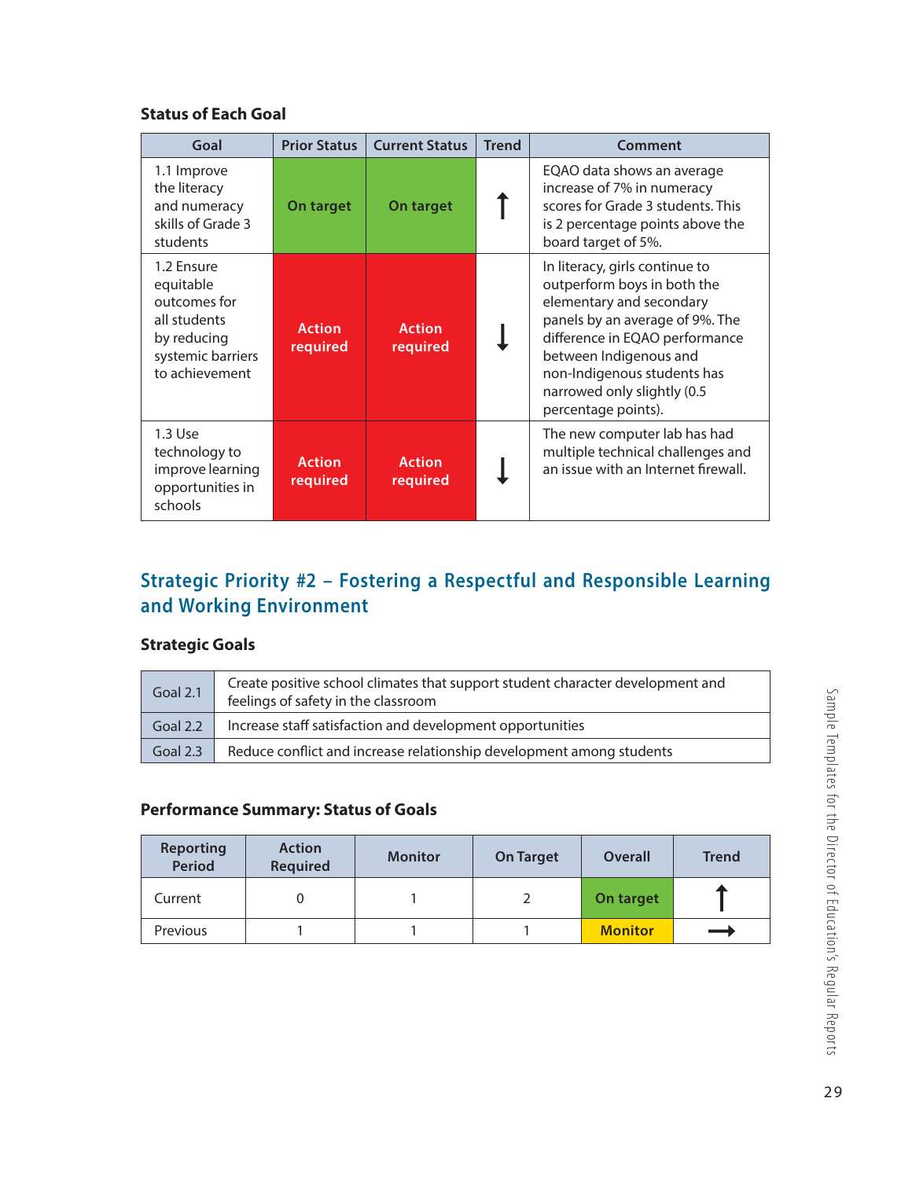### Status of Each Goal

| Goal | Prior Status | Current Status | Trend | Comment |
|---|---|---|---|---|
| 1.1 Improve the literacy and numeracy skills of Grade 3 students | On target | On target | ↑ | EQAO data shows an average increase of 7% in numeracy scores for Grade 3 students. This is 2 percentage points above the board target of 5%. |
| 1.2 Ensure equitable outcomes for all students by reducing systemic barriers to achievement | Action required | Action required | ↓ | In literacy, girls continue to outperform boys in both the elementary and secondary panels by an average of 9%. The difference in EQAO performance between Indigenous and non-Indigenous students has narrowed only slightly (0.5 percentage points). |
| 1.3 Use technology to improve learning opportunities in schools | Action required | Action required | ↓ | The new computer lab has had multiple technical challenges and an issue with an Internet firewall. |

## Strategic Priority #2 – Fostering a Respectful and Responsible Learning and Working Environment

### Strategic Goals

| | |
|---|---|
| Goal 2.1 | Create positive school climates that support student character development and feelings of safety in the classroom |
| Goal 2.2 | Increase staff satisfaction and development opportunities |
| Goal 2.3 | Reduce conflict and increase relationship development among students |

### Performance Summary: Status of Goals

| Reporting Period | Action Required | Monitor | On Target | Overall | Trend |
|---|---|---|---|---|---|
| Current | 0 | 1 | 2 | On target | ↑ |
| Previous | 1 | 1 | 1 | Monitor | → |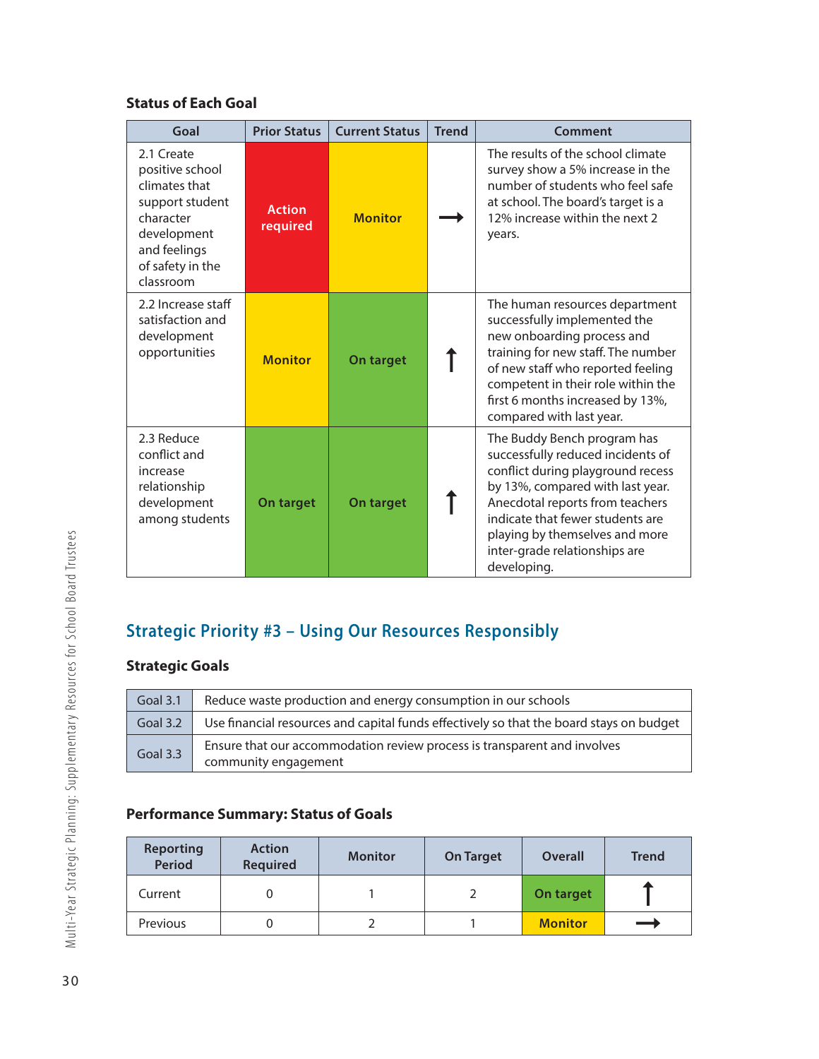### Status of Each Goal

| Goal | Prior Status | Current Status | Trend | Comment |
|---|---|---|---|---|
| 2.1 Create positive school climates that support student character development and feelings of safety in the classroom | Action required | Monitor | → | The results of the school climate survey show a 5% increase in the number of students who feel safe at school. The board's target is a 12% increase within the next 2 years. |
| 2.2 Increase staff satisfaction and development opportunities | Monitor | On target | ↑ | The human resources department successfully implemented the new onboarding process and training for new staff. The number of new staff who reported feeling competent in their role within the first 6 months increased by 13%, compared with last year. |
| 2.3 Reduce conflict and increase relationship development among students | On target | On target | ↑ | The Buddy Bench program has successfully reduced incidents of conflict during playground recess by 13%, compared with last year. Anecdotal reports from teachers indicate that fewer students are playing by themselves and more inter-grade relationships are developing. |

## Strategic Priority #3 – Using Our Resources Responsibly

### Strategic Goals

| | |
|---|---|
| Goal 3.1 | Reduce waste production and energy consumption in our schools |
| Goal 3.2 | Use financial resources and capital funds effectively so that the board stays on budget |
| Goal 3.3 | Ensure that our accommodation review process is transparent and involves community engagement |

### Performance Summary: Status of Goals

| Reporting Period | Action Required | Monitor | On Target | Overall | Trend |
|---|---|---|---|---|---|
| Current | 0 | 1 | 2 | On target | ↑ |
| Previous | 0 | 2 | 1 | Monitor | → |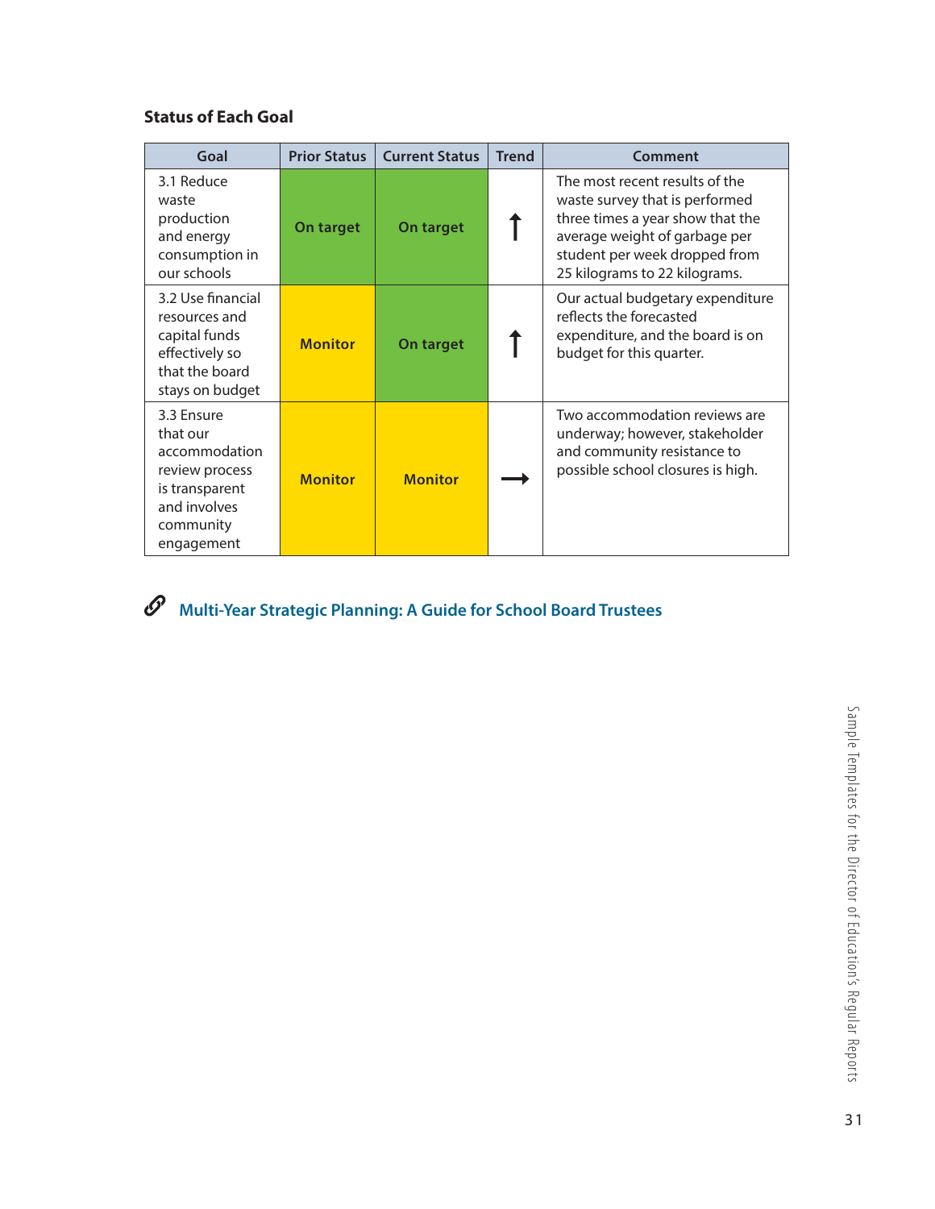### Status of Each Goal

| Goal | Prior Status | Current Status | Trend | Comment |
|---|---|---|---|---|
| 3.1 Reduce waste production and energy consumption in our schools | On target | On target | ↑ | The most recent results of the waste survey that is performed three times a year show that the average weight of garbage per student per week dropped from 25 kilograms to 22 kilograms. |
| 3.2 Use financial resources and capital funds effectively so that the board stays on budget | Monitor | On target | ↑ | Our actual budgetary expenditure reflects the forecasted expenditure, and the board is on budget for this quarter. |
| 3.3 Ensure that our accommodation review process is transparent and involves community engagement | Monitor | Monitor | → | Two accommodation reviews are underway; however, stakeholder and community resistance to possible school closures is high. |

**Multi-Year Strategic Planning: A Guide for School Board Trustees**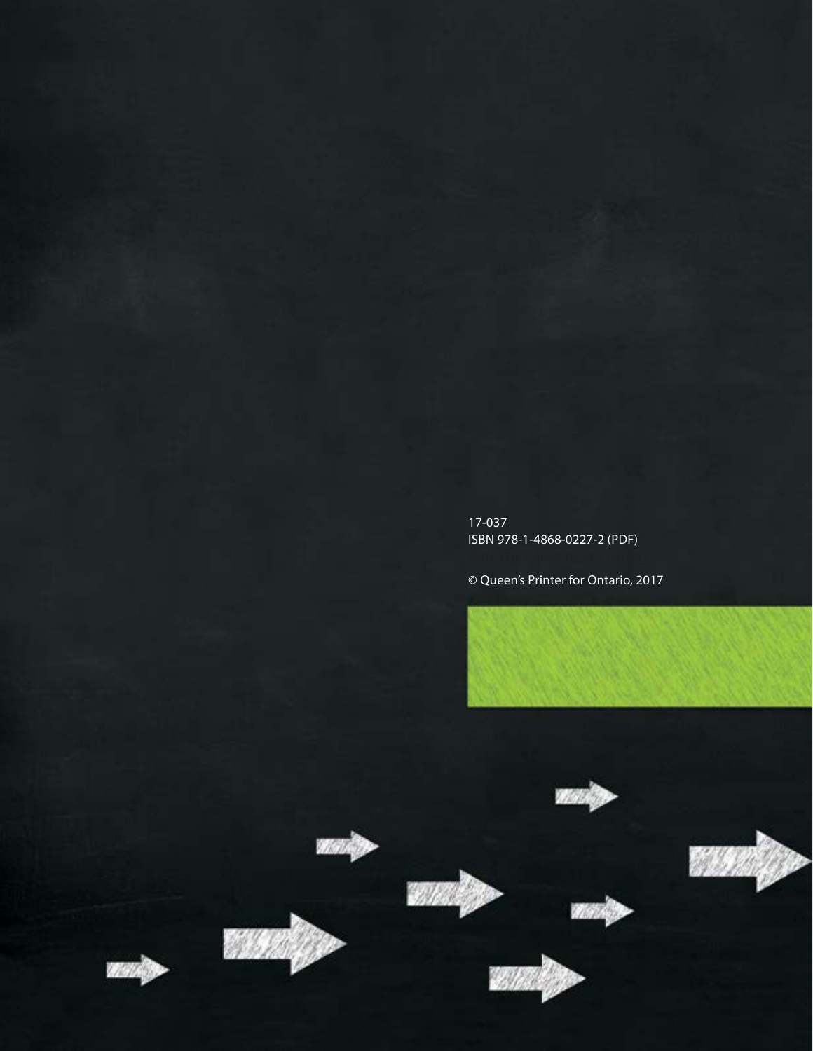17-037
ISBN 978-1-4868-0227-2 (PDF)

© Queen's Printer for Ontario, 2017